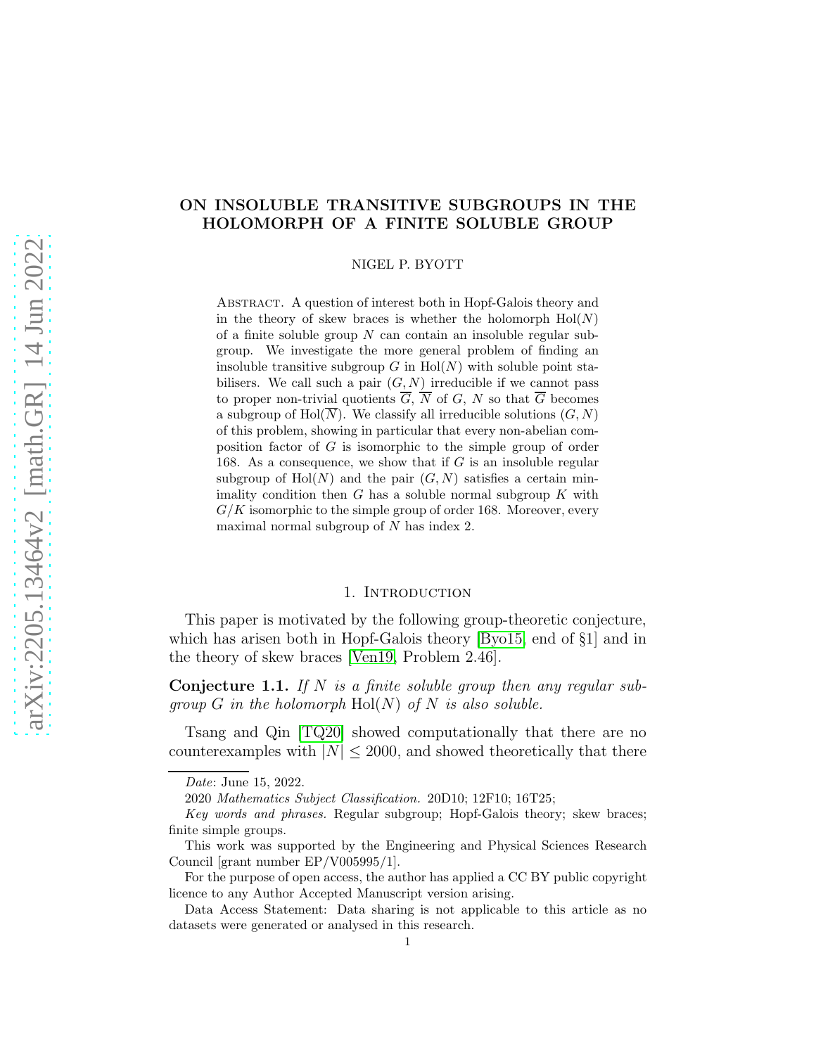# ON INSOLUBLE TRANSITIVE SUBGROUPS IN THE HOLOMORPH OF A FINITE SOLUBLE GROUP

NIGEL P. BYOTT

ABSTRACT. A question of interest both in Hopf-Galois theory and in the theory of skew braces is whether the holomorph $\mathrm{Hol}(N)$ of a finite soluble group $N$ can contain an insoluble regular subgroup. We investigate the more general problem of finding an insoluble transitive subgroup $G$ in $\mathrm{Hol}(N)$ with soluble point stabilisers. We call such a pair $(G, N)$ irreducible if we cannot pass to proper non-trivial quotients $\overline{G}$, $\overline{N}$ of $G$, $N$ so that $\overline{G}$ becomes a subgroup of $\mathrm{Hol}(\overline{N})$. We classify all irreducible solutions $(G, N)$ of this problem, showing in particular that every non-abelian composition factor of $G$ is isomorphic to the simple group of order 168. As a consequence, we show that if $G$ is an insoluble regular subgroup of $\mathrm{Hol}(N)$ and the pair $(G, N)$ satisfies a certain minimality condition then $G$ has a soluble normal subgroup $K$ with $G/K$ isomorphic to the simple group of order 168. Moreover, every maximal normal subgroup of $N$ has index 2.

## 1. Introduction

This paper is motivated by the following group-theoretic conjecture, which has arisen both in Hopf-Galois theory [Byo15, end of §1] and in the theory of skew braces [Ven19, Problem 2.46].

**Conjecture 1.1.** *If $N$ is a finite soluble group then any regular subgroup $G$ in the holomorph $\mathrm{Hol}(N)$ of $N$ is also soluble.*

Tsang and Qin [TQ20] showed computationally that there are no counterexamples with $|N| \leq 2000$, and showed theoretically that there

---

*Date*: June 15, 2022.

2020 *Mathematics Subject Classification.* 20D10; 12F10; 16T25;

*Key words and phrases.* Regular subgroup; Hopf-Galois theory; skew braces; finite simple groups.

This work was supported by the Engineering and Physical Sciences Research Council [grant number EP/V005995/1].

For the purpose of open access, the author has applied a CC BY public copyright licence to any Author Accepted Manuscript version arising.

Data Access Statement: Data sharing is not applicable to this article as no datasets were generated or analysed in this research.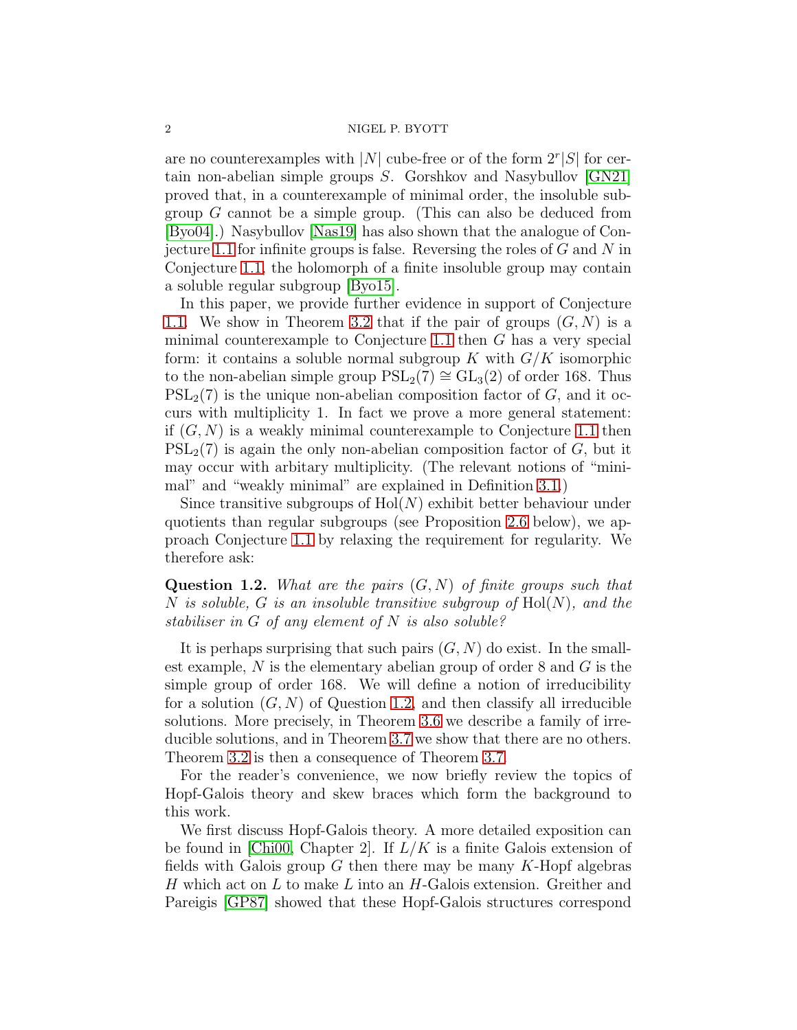are no counterexamples with $|N|$ cube-free or of the form $2^r|S|$ for certain non-abelian simple groups $S$. Gorshkov and Nasybullov [GN21] proved that, in a counterexample of minimal order, the insoluble subgroup $G$ cannot be a simple group. (This can also be deduced from [Byo04].) Nasybullov [Nas19] has also shown that the analogue of Conjecture 1.1 for infinite groups is false. Reversing the roles of $G$ and $N$ in Conjecture 1.1, the holomorph of a finite insoluble group may contain a soluble regular subgroup [Byo15].

In this paper, we provide further evidence in support of Conjecture 1.1. We show in Theorem 3.2 that if the pair of groups $(G, N)$ is a minimal counterexample to Conjecture 1.1 then $G$ has a very special form: it contains a soluble normal subgroup $K$ with $G/K$ isomorphic to the non-abelian simple group $\mathrm{PSL}_2(7) \cong \mathrm{GL}_3(2)$ of order 168. Thus $\mathrm{PSL}_2(7)$ is the unique non-abelian composition factor of $G$, and it occurs with multiplicity 1. In fact we prove a more general statement: if $(G, N)$ is a weakly minimal counterexample to Conjecture 1.1 then $\mathrm{PSL}_2(7)$ is again the only non-abelian composition factor of $G$, but it may occur with arbitary multiplicity. (The relevant notions of "minimal" and "weakly minimal" are explained in Definition 3.1.)

Since transitive subgroups of $\mathrm{Hol}(N)$ exhibit better behaviour under quotients than regular subgroups (see Proposition 2.6 below), we approach Conjecture 1.1 by relaxing the requirement for regularity. We therefore ask:

**Question 1.2.** *What are the pairs $(G, N)$ of finite groups such that $N$ is soluble, $G$ is an insoluble transitive subgroup of $\mathrm{Hol}(N)$, and the stabiliser in $G$ of any element of $N$ is also soluble?*

It is perhaps surprising that such pairs $(G, N)$ do exist. In the smallest example, $N$ is the elementary abelian group of order 8 and $G$ is the simple group of order 168. We will define a notion of irreducibility for a solution $(G, N)$ of Question 1.2, and then classify all irreducible solutions. More precisely, in Theorem 3.6 we describe a family of irreducible solutions, and in Theorem 3.7 we show that there are no others. Theorem 3.2 is then a consequence of Theorem 3.7.

For the reader's convenience, we now briefly review the topics of Hopf-Galois theory and skew braces which form the background to this work.

We first discuss Hopf-Galois theory. A more detailed exposition can be found in [Chi00, Chapter 2]. If $L/K$ is a finite Galois extension of fields with Galois group $G$ then there may be many $K$-Hopf algebras $H$ which act on $L$ to make $L$ into an $H$-Galois extension. Greither and Pareigis [GP87] showed that these Hopf-Galois structures correspond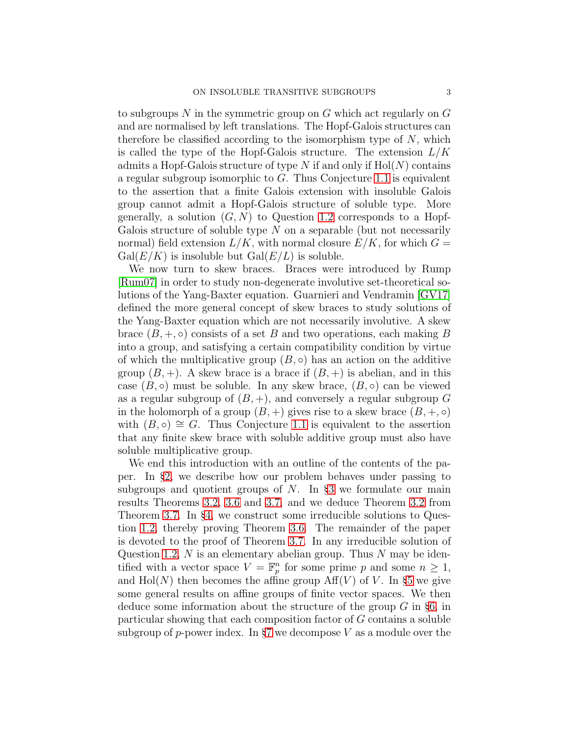to subgroups $N$ in the symmetric group on $G$ which act regularly on $G$ and are normalised by left translations. The Hopf-Galois structures can therefore be classified according to the isomorphism type of $N$, which is called the type of the Hopf-Galois structure. The extension $L/K$ admits a Hopf-Galois structure of type $N$ if and only if $\mathrm{Hol}(N)$ contains a regular subgroup isomorphic to $G$. Thus Conjecture 1.1 is equivalent to the assertion that a finite Galois extension with insoluble Galois group cannot admit a Hopf-Galois structure of soluble type. More generally, a solution $(G, N)$ to Question 1.2 corresponds to a Hopf-Galois structure of soluble type $N$ on a separable (but not necessarily normal) field extension $L/K$, with normal closure $E/K$, for which $G = \mathrm{Gal}(E/K)$ is insoluble but $\mathrm{Gal}(E/L)$ is soluble.

We now turn to skew braces. Braces were introduced by Rump [Rum07] in order to study non-degenerate involutive set-theoretical solutions of the Yang-Baxter equation. Guarnieri and Vendramin [GV17] defined the more general concept of skew braces to study solutions of the Yang-Baxter equation which are not necessarily involutive. A skew brace $(B, +, \circ)$ consists of a set $B$ and two operations, each making $B$ into a group, and satisfying a certain compatibility condition by virtue of which the multiplicative group $(B, \circ)$ has an action on the additive group $(B, +)$. A skew brace is a brace if $(B, +)$ is abelian, and in this case $(B, \circ)$ must be soluble. In any skew brace, $(B, \circ)$ can be viewed as a regular subgroup of $(B, +)$, and conversely a regular subgroup $G$ in the holomorph of a group $(B, +)$ gives rise to a skew brace $(B, +, \circ)$ with $(B, \circ) \cong G$. Thus Conjecture 1.1 is equivalent to the assertion that any finite skew brace with soluble additive group must also have soluble multiplicative group.

We end this introduction with an outline of the contents of the paper. In §2, we describe how our problem behaves under passing to subgroups and quotient groups of $N$. In §3 we formulate our main results Theorems 3.2, 3.6 and 3.7, and we deduce Theorem 3.2 from Theorem 3.7. In §4, we construct some irreducible solutions to Question 1.2, thereby proving Theorem 3.6. The remainder of the paper is devoted to the proof of Theorem 3.7. In any irreducible solution of Question 1.2, $N$ is an elementary abelian group. Thus $N$ may be identified with a vector space $V = \mathbb{F}_p^n$ for some prime $p$ and some $n \geq 1$, and $\mathrm{Hol}(N)$ then becomes the affine group $\mathrm{Aff}(V)$ of $V$. In §5 we give some general results on affine groups of finite vector spaces. We then deduce some information about the structure of the group $G$ in §6, in particular showing that each composition factor of $G$ contains a soluble subgroup of $p$-power index. In §7 we decompose $V$ as a module over the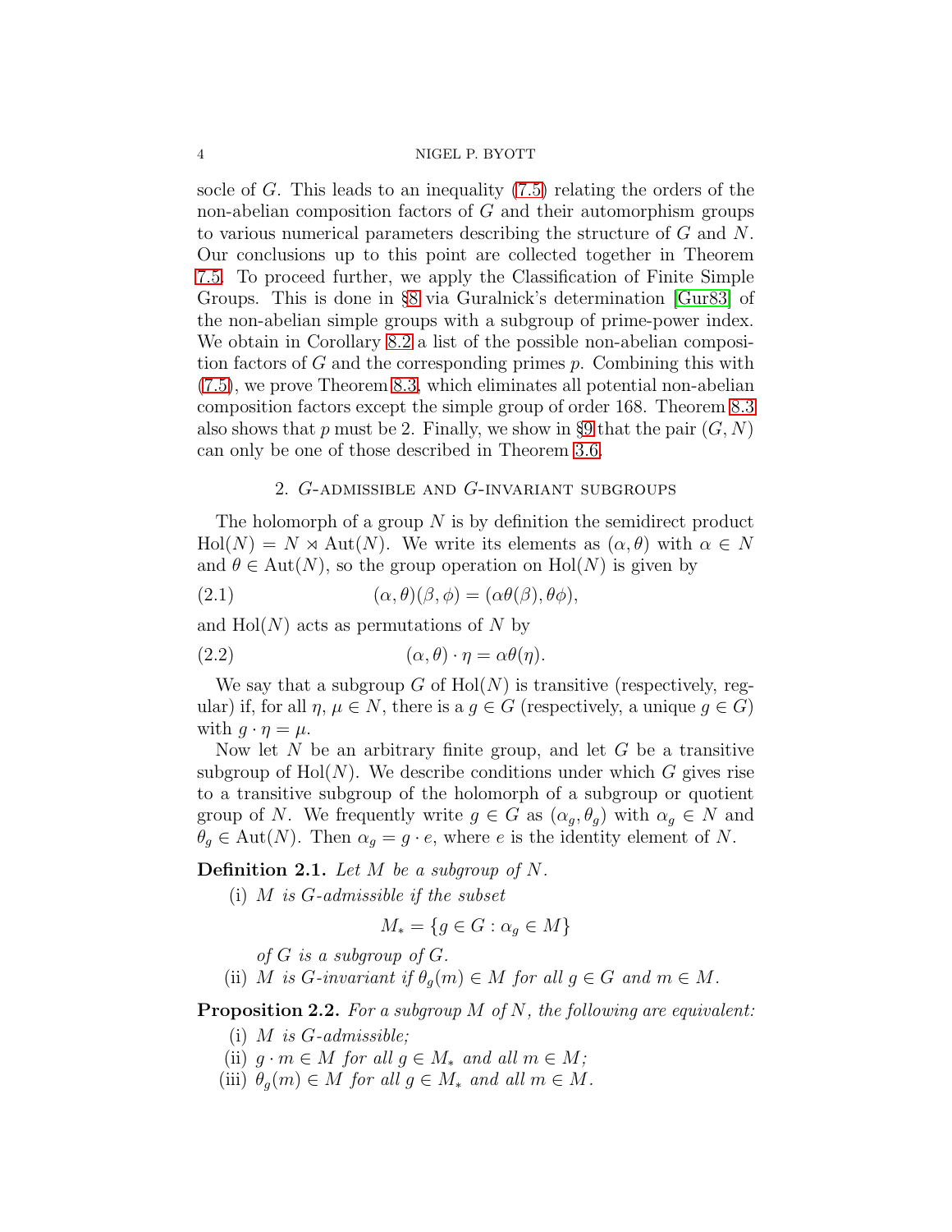socle of $G$. This leads to an inequality (7.5) relating the orders of the non-abelian composition factors of $G$ and their automorphism groups to various numerical parameters describing the structure of $G$ and $N$. Our conclusions up to this point are collected together in Theorem 7.5. To proceed further, we apply the Classification of Finite Simple Groups. This is done in §8 via Guralnick's determination [Gur83] of the non-abelian simple groups with a subgroup of prime-power index. We obtain in Corollary 8.2 a list of the possible non-abelian composition factors of $G$ and the corresponding primes $p$. Combining this with (7.5), we prove Theorem 8.3, which eliminates all potential non-abelian composition factors except the simple group of order 168. Theorem 8.3 also shows that $p$ must be 2. Finally, we show in §9 that the pair $(G, N)$ can only be one of those described in Theorem 3.6.

## 2. $G$-admissible and $G$-invariant subgroups

The holomorph of a group $N$ is by definition the semidirect product $\mathrm{Hol}(N) = N \rtimes \mathrm{Aut}(N)$. We write its elements as $(\alpha, \theta)$ with $\alpha \in N$ and $\theta \in \mathrm{Aut}(N)$, so the group operation on $\mathrm{Hol}(N)$ is given by

$$(\alpha, \theta)(\beta, \phi) = (\alpha\theta(\beta), \theta\phi), \tag{2.1}$$

and $\mathrm{Hol}(N)$ acts as permutations of $N$ by

$$(\alpha, \theta) \cdot \eta = \alpha\theta(\eta). \tag{2.2}$$

We say that a subgroup $G$ of $\mathrm{Hol}(N)$ is transitive (respectively, regular) if, for all $\eta$, $\mu \in N$, there is a $g \in G$ (respectively, a unique $g \in G$) with $g \cdot \eta = \mu$.

Now let $N$ be an arbitrary finite group, and let $G$ be a transitive subgroup of $\mathrm{Hol}(N)$. We describe conditions under which $G$ gives rise to a transitive subgroup of the holomorph of a subgroup or quotient group of $N$. We frequently write $g \in G$ as $(\alpha_g, \theta_g)$ with $\alpha_g \in N$ and $\theta_g \in \mathrm{Aut}(N)$. Then $\alpha_g = g \cdot e$, where $e$ is the identity element of $N$.

**Definition 2.1.** *Let $M$ be a subgroup of $N$.*

(i) *$M$ is $G$-admissible if the subset*
$$M_* = \{g \in G : \alpha_g \in M\}$$
*of $G$ is a subgroup of $G$.*

(ii) *$M$ is $G$-invariant if $\theta_g(m) \in M$ for all $g \in G$ and $m \in M$.*

**Proposition 2.2.** *For a subgroup $M$ of $N$, the following are equivalent:*

(i) *$M$ is $G$-admissible;*
(ii) *$g \cdot m \in M$ for all $g \in M_*$ and all $m \in M$;*
(iii) *$\theta_g(m) \in M$ for all $g \in M_*$ and all $m \in M$.*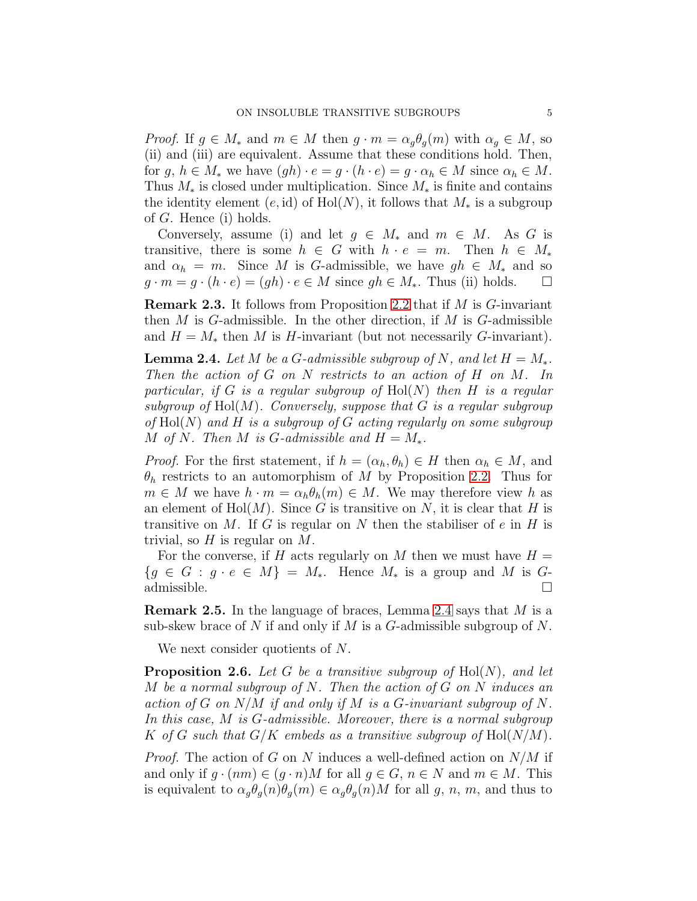*Proof.* If $g \in M_*$ and $m \in M$ then $g \cdot m = \alpha_g \theta_g(m)$ with $\alpha_g \in M$, so (ii) and (iii) are equivalent. Assume that these conditions hold. Then, for $g$, $h \in M_*$ we have $(gh) \cdot e = g \cdot (h \cdot e) = g \cdot \alpha_h \in M$ since $\alpha_h \in M$. Thus $M_*$ is closed under multiplication. Since $M_*$ is finite and contains the identity element $(e, \mathrm{id})$ of $\mathrm{Hol}(N)$, it follows that $M_*$ is a subgroup of $G$. Hence (i) holds.

Conversely, assume (i) and let $g \in M_*$ and $m \in M$. As $G$ is transitive, there is some $h \in G$ with $h \cdot e = m$. Then $h \in M_*$ and $\alpha_h = m$. Since $M$ is $G$-admissible, we have $gh \in M_*$ and so $g \cdot m = g \cdot (h \cdot e) = (gh) \cdot e \in M$ since $gh \in M_*$. Thus (ii) holds. □

**Remark 2.3.** It follows from Proposition 2.2 that if $M$ is $G$-invariant then $M$ is $G$-admissible. In the other direction, if $M$ is $G$-admissible and $H = M_*$ then $M$ is $H$-invariant (but not necessarily $G$-invariant).

**Lemma 2.4.** *Let $M$ be a $G$-admissible subgroup of $N$, and let $H = M_*$. Then the action of $G$ on $N$ restricts to an action of $H$ on $M$. In particular, if $G$ is a regular subgroup of $\mathrm{Hol}(N)$ then $H$ is a regular subgroup of $\mathrm{Hol}(M)$. Conversely, suppose that $G$ is a regular subgroup of $\mathrm{Hol}(N)$ and $H$ is a subgroup of $G$ acting regularly on some subgroup $M$ of $N$. Then $M$ is $G$-admissible and $H = M_*$.*

*Proof.* For the first statement, if $h = (\alpha_h, \theta_h) \in H$ then $\alpha_h \in M$, and $\theta_h$ restricts to an automorphism of $M$ by Proposition 2.2. Thus for $m \in M$ we have $h \cdot m = \alpha_h \theta_h(m) \in M$. We may therefore view $h$ as an element of $\mathrm{Hol}(M)$. Since $G$ is transitive on $N$, it is clear that $H$ is transitive on $M$. If $G$ is regular on $N$ then the stabiliser of $e$ in $H$ is trivial, so $H$ is regular on $M$.

For the converse, if $H$ acts regularly on $M$ then we must have $H = \{g \in G : g \cdot e \in M\} = M_*$. Hence $M_*$ is a group and $M$ is $G$-admissible. □

**Remark 2.5.** In the language of braces, Lemma 2.4 says that $M$ is a sub-skew brace of $N$ if and only if $M$ is a $G$-admissible subgroup of $N$.

We next consider quotients of $N$.

**Proposition 2.6.** *Let $G$ be a transitive subgroup of $\mathrm{Hol}(N)$, and let $M$ be a normal subgroup of $N$. Then the action of $G$ on $N$ induces an action of $G$ on $N/M$ if and only if $M$ is a $G$-invariant subgroup of $N$. In this case, $M$ is $G$-admissible. Moreover, there is a normal subgroup $K$ of $G$ such that $G/K$ embeds as a transitive subgroup of $\mathrm{Hol}(N/M)$.*

*Proof.* The action of $G$ on $N$ induces a well-defined action on $N/M$ if and only if $g \cdot (nm) \in (g \cdot n)M$ for all $g \in G$, $n \in N$ and $m \in M$. This is equivalent to $\alpha_g \theta_g(n) \theta_g(m) \in \alpha_g \theta_g(n) M$ for all $g$, $n$, $m$, and thus to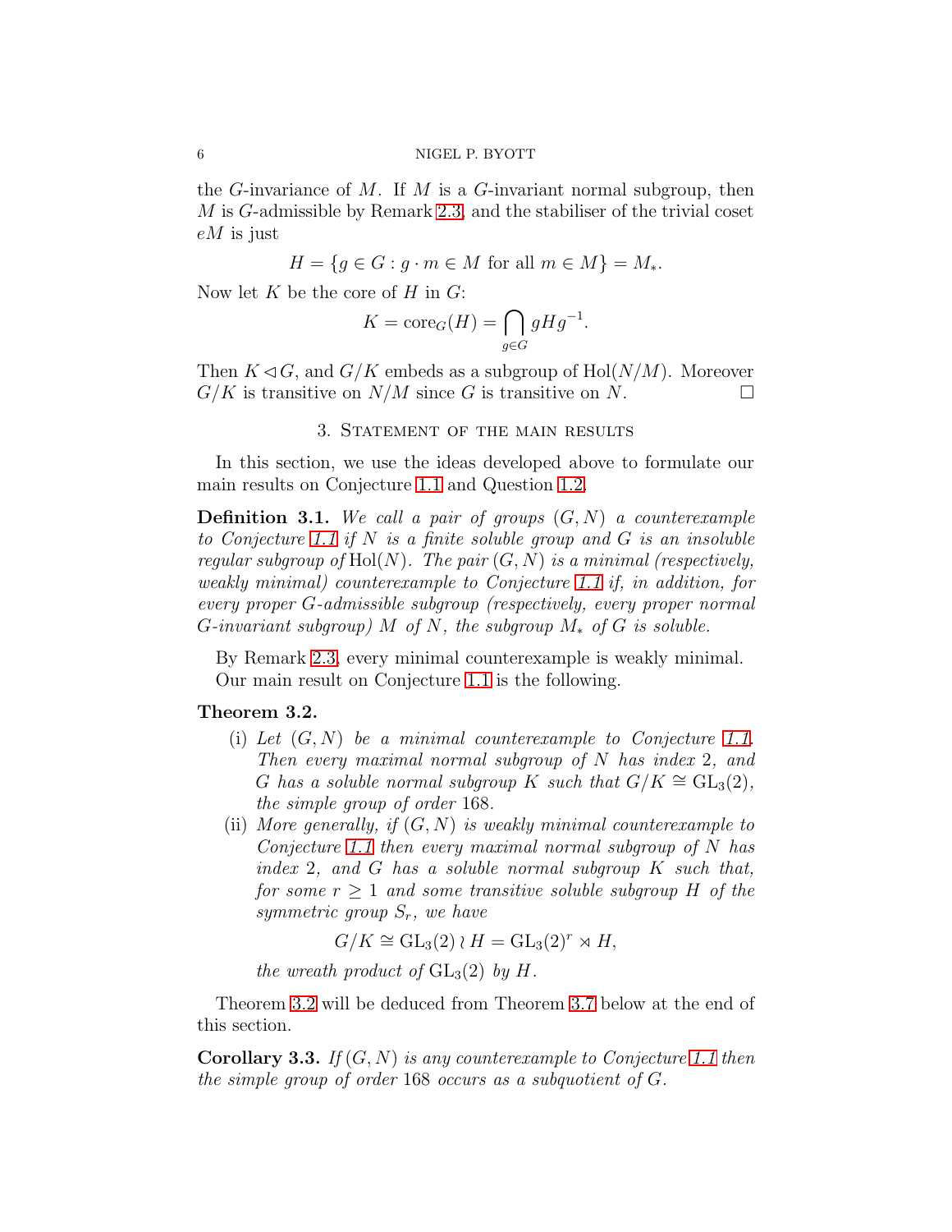the $G$-invariance of $M$. If $M$ is a $G$-invariant normal subgroup, then $M$ is $G$-admissible by Remark 2.3, and the stabiliser of the trivial coset $eM$ is just

$$H = \{g \in G : g \cdot m \in M \text{ for all } m \in M\} = M_*.$$

Now let $K$ be the core of $H$ in $G$:

$$K = \mathrm{core}_G(H) = \bigcap_{g \in G} gHg^{-1}.$$

Then $K \lhd G$, and $G/K$ embeds as a subgroup of $\mathrm{Hol}(N/M)$. Moreover $G/K$ is transitive on $N/M$ since $G$ is transitive on $N$. $\square$

## 3. Statement of the main results

In this section, we use the ideas developed above to formulate our main results on Conjecture 1.1 and Question 1.2.

**Definition 3.1.** *We call a pair of groups $(G, N)$ a counterexample to Conjecture 1.1 if $N$ is a finite soluble group and $G$ is an insoluble regular subgroup of $\mathrm{Hol}(N)$. The pair $(G, N)$ is a minimal (respectively, weakly minimal) counterexample to Conjecture 1.1 if, in addition, for every proper $G$-admissible subgroup (respectively, every proper normal $G$-invariant subgroup) $M$ of $N$, the subgroup $M_*$ of $G$ is soluble.*

By Remark 2.3, every minimal counterexample is weakly minimal.

Our main result on Conjecture 1.1 is the following.

**Theorem 3.2.**

(i) *Let $(G, N)$ be a minimal counterexample to Conjecture 1.1. Then every maximal normal subgroup of $N$ has index 2, and $G$ has a soluble normal subgroup $K$ such that $G/K \cong \mathrm{GL}_3(2)$, the simple group of order 168.*

(ii) *More generally, if $(G, N)$ is weakly minimal counterexample to Conjecture 1.1 then every maximal normal subgroup of $N$ has index 2, and $G$ has a soluble normal subgroup $K$ such that, for some $r \geq 1$ and some transitive soluble subgroup $H$ of the symmetric group $S_r$, we have*

$$G/K \cong \mathrm{GL}_3(2) \wr H = \mathrm{GL}_3(2)^r \rtimes H,$$

*the wreath product of $\mathrm{GL}_3(2)$ by $H$.*

Theorem 3.2 will be deduced from Theorem 3.7 below at the end of this section.

**Corollary 3.3.** *If $(G, N)$ is any counterexample to Conjecture 1.1 then the simple group of order 168 occurs as a subquotient of $G$.*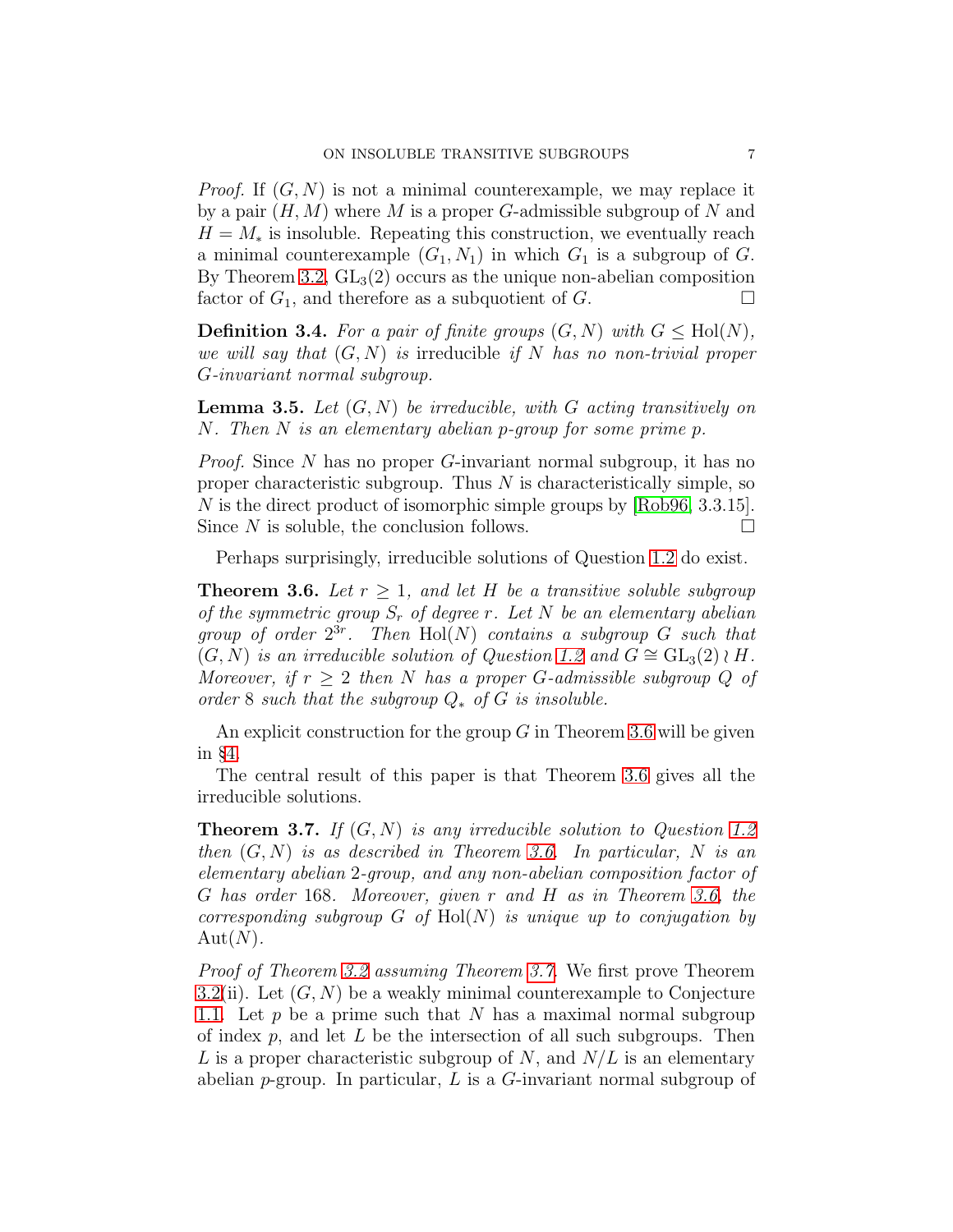*Proof.* If $(G, N)$ is not a minimal counterexample, we may replace it by a pair $(H, M)$ where $M$ is a proper $G$-admissible subgroup of $N$ and $H = M_*$ is insoluble. Repeating this construction, we eventually reach a minimal counterexample $(G_1, N_1)$ in which $G_1$ is a subgroup of $G$. By Theorem 3.2, $\mathrm{GL}_3(2)$ occurs as the unique non-abelian composition factor of $G_1$, and therefore as a subquotient of $G$. □

**Definition 3.4.** *For a pair of finite groups $(G, N)$ with $G \leq \mathrm{Hol}(N)$, we will say that $(G, N)$ is* irreducible *if $N$ has no non-trivial proper $G$-invariant normal subgroup.*

**Lemma 3.5.** *Let $(G, N)$ be irreducible, with $G$ acting transitively on $N$. Then $N$ is an elementary abelian $p$-group for some prime $p$.*

*Proof.* Since $N$ has no proper $G$-invariant normal subgroup, it has no proper characteristic subgroup. Thus $N$ is characteristically simple, so $N$ is the direct product of isomorphic simple groups by [Rob96, 3.3.15]. Since $N$ is soluble, the conclusion follows. □

Perhaps surprisingly, irreducible solutions of Question 1.2 do exist.

**Theorem 3.6.** *Let $r \geq 1$, and let $H$ be a transitive soluble subgroup of the symmetric group $S_r$ of degree $r$. Let $N$ be an elementary abelian group of order $2^{3r}$. Then $\mathrm{Hol}(N)$ contains a subgroup $G$ such that $(G, N)$ is an irreducible solution of Question 1.2 and $G \cong \mathrm{GL}_3(2) \wr H$. Moreover, if $r \geq 2$ then $N$ has a proper $G$-admissible subgroup $Q$ of order 8 such that the subgroup $Q_*$ of $G$ is insoluble.*

An explicit construction for the group $G$ in Theorem 3.6 will be given in §4.

The central result of this paper is that Theorem 3.6 gives all the irreducible solutions.

**Theorem 3.7.** *If $(G, N)$ is any irreducible solution to Question 1.2 then $(G, N)$ is as described in Theorem 3.6. In particular, $N$ is an elementary abelian 2-group, and any non-abelian composition factor of $G$ has order 168. Moreover, given $r$ and $H$ as in Theorem 3.6, the corresponding subgroup $G$ of $\mathrm{Hol}(N)$ is unique up to conjugation by $\mathrm{Aut}(N)$.*

*Proof of Theorem 3.2 assuming Theorem 3.7.* We first prove Theorem 3.2(ii). Let $(G, N)$ be a weakly minimal counterexample to Conjecture 1.1. Let $p$ be a prime such that $N$ has a maximal normal subgroup of index $p$, and let $L$ be the intersection of all such subgroups. Then $L$ is a proper characteristic subgroup of $N$, and $N/L$ is an elementary abelian $p$-group. In particular, $L$ is a $G$-invariant normal subgroup of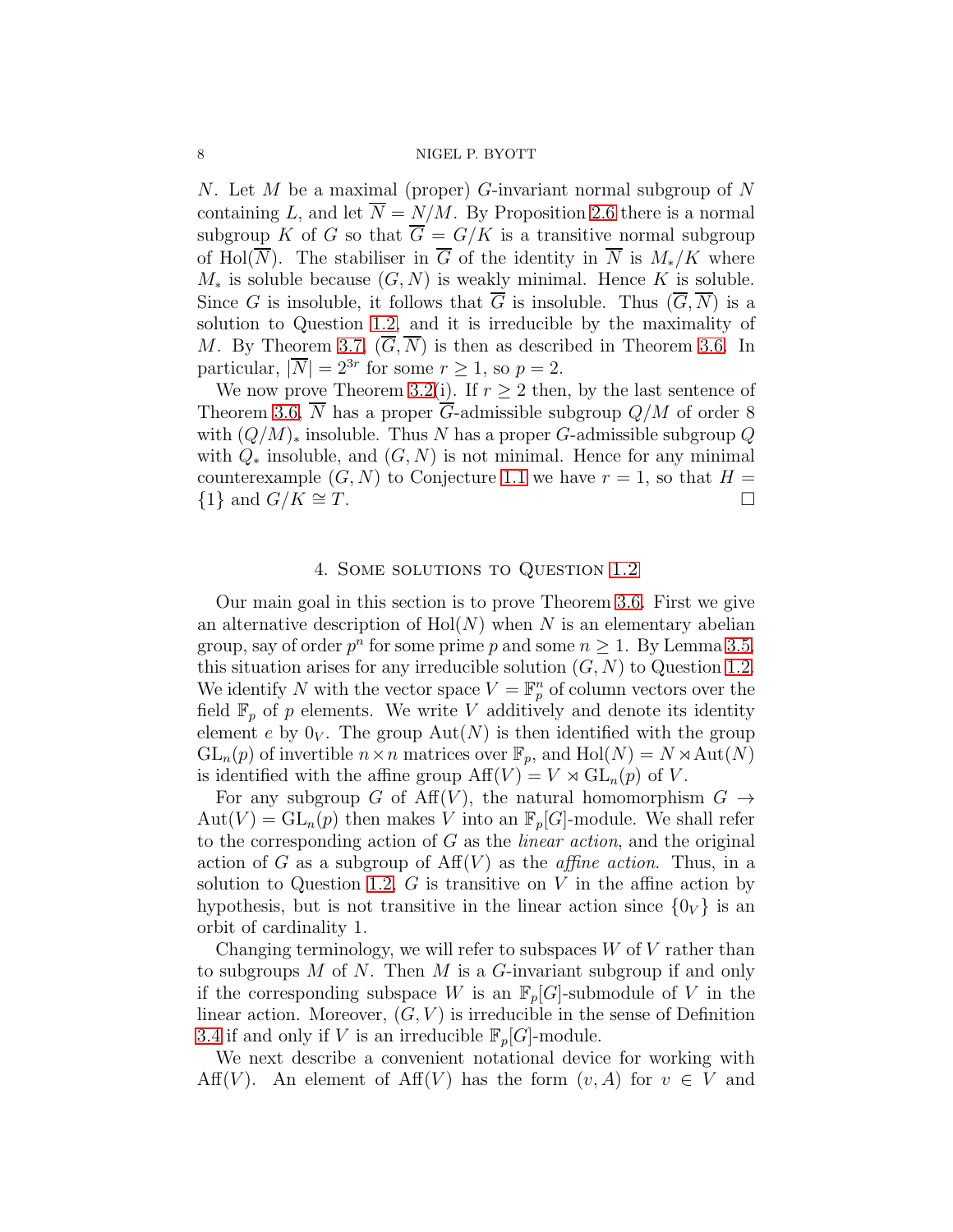$N$. Let $M$ be a maximal (proper) $G$-invariant normal subgroup of $N$ containing $L$, and let $\overline{N} = N/M$. By Proposition 2.6 there is a normal subgroup $K$ of $G$ so that $\overline{G} = G/K$ is a transitive normal subgroup of $\mathrm{Hol}(\overline{N})$. The stabiliser in $\overline{G}$ of the identity in $\overline{N}$ is $M_*/K$ where $M_*$ is soluble because $(G, N)$ is weakly minimal. Hence $K$ is soluble. Since $G$ is insoluble, it follows that $\overline{G}$ is insoluble. Thus $(\overline{G}, \overline{N})$ is a solution to Question 1.2, and it is irreducible by the maximality of $M$. By Theorem 3.7, $(\overline{G}, \overline{N})$ is then as described in Theorem 3.6. In particular, $|\overline{N}| = 2^{3r}$ for some $r \geq 1$, so $p = 2$.

We now prove Theorem 3.2(i). If $r \geq 2$ then, by the last sentence of Theorem 3.6, $\overline{N}$ has a proper $\overline{G}$-admissible subgroup $Q/M$ of order 8 with $(Q/M)_*$ insoluble. Thus $N$ has a proper $G$-admissible subgroup $Q$ with $Q_*$ insoluble, and $(G, N)$ is not minimal. Hence for any minimal counterexample $(G, N)$ to Conjecture 1.1 we have $r = 1$, so that $H = \{1\}$ and $G/K \cong T$. □

## 4. Some solutions to Question 1.2

Our main goal in this section is to prove Theorem 3.6. First we give an alternative description of $\mathrm{Hol}(N)$ when $N$ is an elementary abelian group, say of order $p^n$ for some prime $p$ and some $n \geq 1$. By Lemma 3.5, this situation arises for any irreducible solution $(G, N)$ to Question 1.2. We identify $N$ with the vector space $V = \mathbb{F}_p^n$ of column vectors over the field $\mathbb{F}_p$ of $p$ elements. We write $V$ additively and denote its identity element $e$ by $0_V$. The group $\mathrm{Aut}(N)$ is then identified with the group $\mathrm{GL}_n(p)$ of invertible $n \times n$ matrices over $\mathbb{F}_p$, and $\mathrm{Hol}(N) = N \rtimes \mathrm{Aut}(N)$ is identified with the affine group $\mathrm{Aff}(V) = V \rtimes \mathrm{GL}_n(p)$ of $V$.

For any subgroup $G$ of $\mathrm{Aff}(V)$, the natural homomorphism $G \to \mathrm{Aut}(V) = \mathrm{GL}_n(p)$ then makes $V$ into an $\mathbb{F}_p[G]$-module. We shall refer to the corresponding action of $G$ as the *linear action*, and the original action of $G$ as a subgroup of $\mathrm{Aff}(V)$ as the *affine action*. Thus, in a solution to Question 1.2, $G$ is transitive on $V$ in the affine action by hypothesis, but is not transitive in the linear action since $\{0_V\}$ is an orbit of cardinality 1.

Changing terminology, we will refer to subspaces $W$ of $V$ rather than to subgroups $M$ of $N$. Then $M$ is a $G$-invariant subgroup if and only if the corresponding subspace $W$ is an $\mathbb{F}_p[G]$-submodule of $V$ in the linear action. Moreover, $(G, V)$ is irreducible in the sense of Definition 3.4 if and only if $V$ is an irreducible $\mathbb{F}_p[G]$-module.

We next describe a convenient notational device for working with $\mathrm{Aff}(V)$. An element of $\mathrm{Aff}(V)$ has the form $(v, A)$ for $v \in V$ and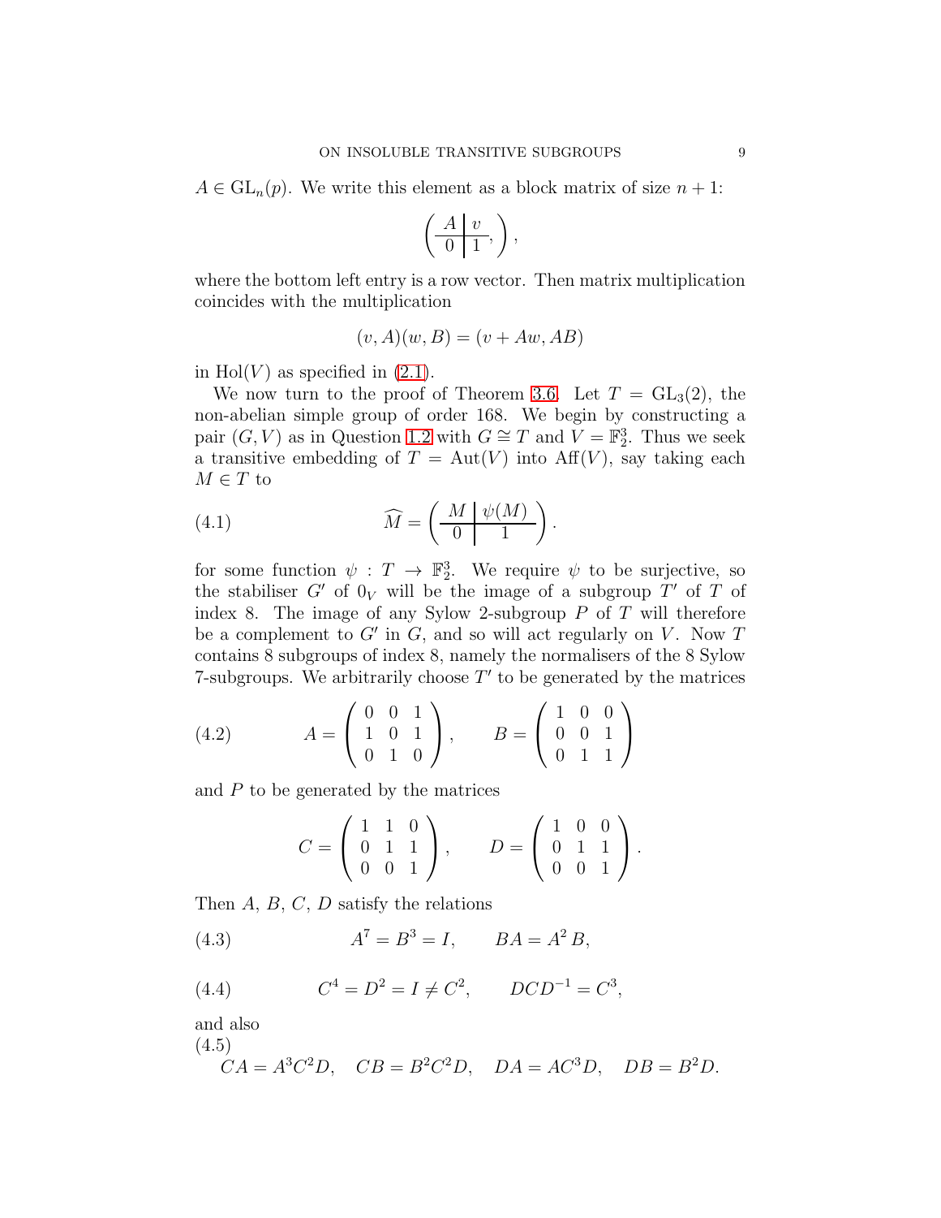$A \in \mathrm{GL}_n(p)$. We write this element as a block matrix of size $n+1$:

$$\left( \begin{array}{c|c} A & v \\ \hline 0 & 1 \end{array}, \right),$$

where the bottom left entry is a row vector. Then matrix multiplication coincides with the multiplication

$$(v, A)(w, B) = (v + Aw, AB)$$

in $\mathrm{Hol}(V)$ as specified in (2.1).

We now turn to the proof of Theorem 3.6. Let $T = \mathrm{GL}_3(2)$, the non-abelian simple group of order 168. We begin by constructing a pair $(G, V)$ as in Question 1.2 with $G \cong T$ and $V = \mathbb{F}_2^3$. Thus we seek a transitive embedding of $T = \mathrm{Aut}(V)$ into $\mathrm{Aff}(V)$, say taking each $M \in T$ to

$$\widehat{M} = \left( \begin{array}{c|c} M & \psi(M) \\ \hline 0 & 1 \end{array} \right). \tag{4.1}$$

for some function $\psi : T \to \mathbb{F}_2^3$. We require $\psi$ to be surjective, so the stabiliser $G'$ of $0_V$ will be the image of a subgroup $T'$ of $T$ of index 8. The image of any Sylow 2-subgroup $P$ of $T$ will therefore be a complement to $G'$ in $G$, and so will act regularly on $V$. Now $T$ contains 8 subgroups of index 8, namely the normalisers of the 8 Sylow 7-subgroups. We arbitrarily choose $T'$ to be generated by the matrices

$$A = \begin{pmatrix} 0 & 0 & 1 \\ 1 & 0 & 1 \\ 0 & 1 & 0 \end{pmatrix}, \qquad B = \begin{pmatrix} 1 & 0 & 0 \\ 0 & 0 & 1 \\ 0 & 1 & 1 \end{pmatrix} \tag{4.2}$$

and $P$ to be generated by the matrices

$$C = \begin{pmatrix} 1 & 1 & 0 \\ 0 & 1 & 1 \\ 0 & 0 & 1 \end{pmatrix}, \qquad D = \begin{pmatrix} 1 & 0 & 0 \\ 0 & 1 & 1 \\ 0 & 0 & 1 \end{pmatrix}.$$

Then $A$, $B$, $C$, $D$ satisfy the relations

$$A^7 = B^3 = I, \qquad BA = A^2 B, \tag{4.3}$$

$$C^4 = D^2 = I \neq C^2, \qquad DCD^{-1} = C^3, \tag{4.4}$$

and also

$$CA = A^3 C^2 D, \quad CB = B^2 C^2 D, \quad DA = AC^3 D, \quad DB = B^2 D. \tag{4.5}$$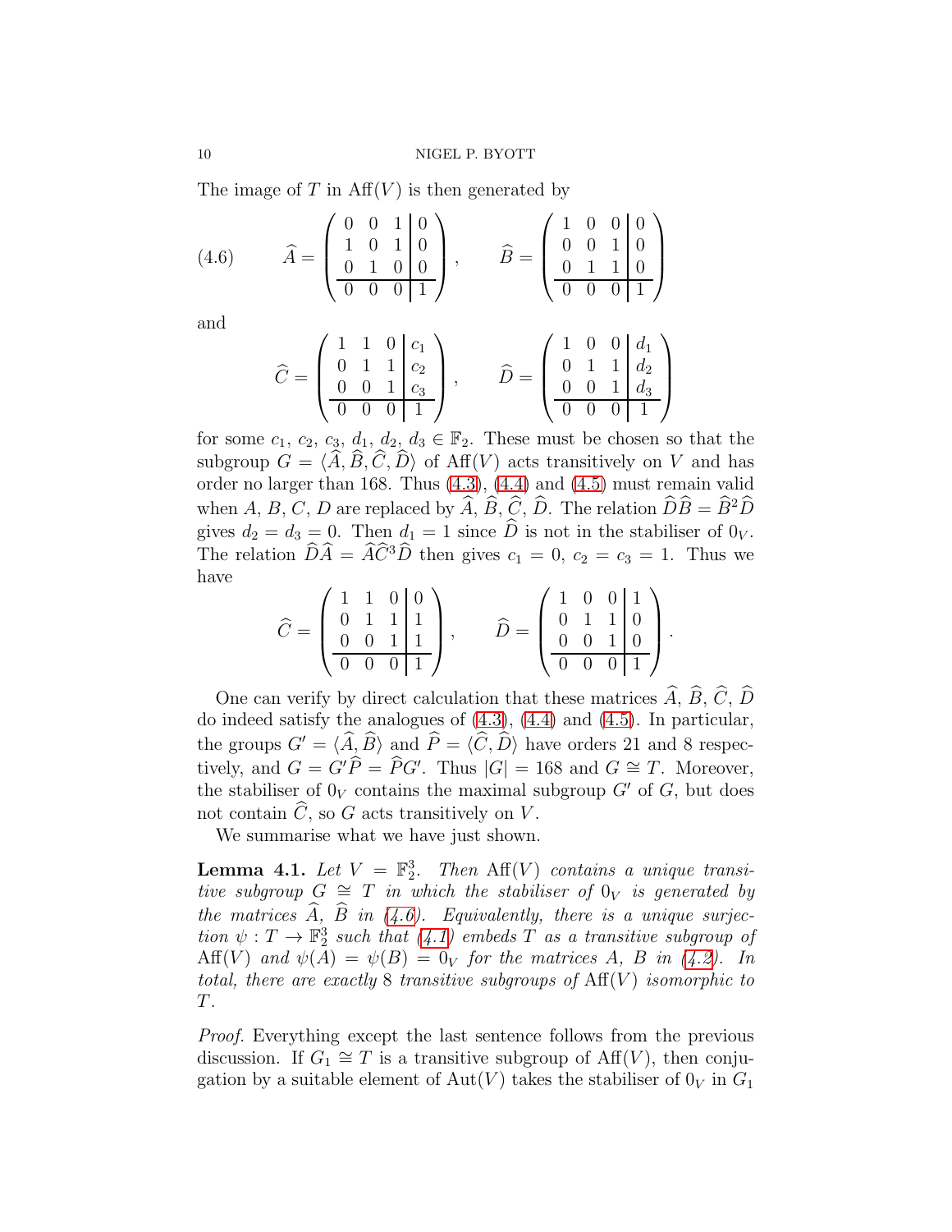The image of $T$ in $\mathrm{Aff}(V)$ is then generated by

$$
\widehat{A} = \left(\begin{array}{ccc|c} 0 & 0 & 1 & 0 \\ 1 & 0 & 1 & 0 \\ 0 & 1 & 0 & 0 \\ \hline 0 & 0 & 0 & 1 \end{array}\right), \qquad \widehat{B} = \left(\begin{array}{ccc|c} 1 & 0 & 0 & 0 \\ 0 & 0 & 1 & 0 \\ 0 & 1 & 1 & 0 \\ \hline 0 & 0 & 0 & 1 \end{array}\right) \tag{4.6}
$$

and

$$
\widehat{C} = \left(\begin{array}{ccc|c} 1 & 1 & 0 & c_1 \\ 0 & 1 & 1 & c_2 \\ 0 & 0 & 1 & c_3 \\ \hline 0 & 0 & 0 & 1 \end{array}\right), \qquad \widehat{D} = \left(\begin{array}{ccc|c} 1 & 0 & 0 & d_1 \\ 0 & 1 & 1 & d_2 \\ 0 & 0 & 1 & d_3 \\ \hline 0 & 0 & 0 & 1 \end{array}\right)
$$

for some $c_1$, $c_2$, $c_3$, $d_1$, $d_2$, $d_3 \in \mathbb{F}_2$. These must be chosen so that the subgroup $G = \langle \widehat{A}, \widehat{B}, \widehat{C}, \widehat{D} \rangle$ of $\mathrm{Aff}(V)$ acts transitively on $V$ and has order no larger than 168. Thus (4.3), (4.4) and (4.5) must remain valid when $A$, $B$, $C$, $D$ are replaced by $\widehat{A}$, $\widehat{B}$, $\widehat{C}$, $\widehat{D}$. The relation $\widehat{D}\widehat{B} = \widehat{B}^2\widehat{D}$ gives $d_2 = d_3 = 0$. Then $d_1 = 1$ since $\widehat{D}$ is not in the stabiliser of $0_V$. The relation $\widehat{D}\widehat{A} = \widehat{A}\widehat{C}^3\widehat{D}$ then gives $c_1 = 0$, $c_2 = c_3 = 1$. Thus we have

$$
\widehat{C} = \left(\begin{array}{ccc|c} 1 & 1 & 0 & 0 \\ 0 & 1 & 1 & 1 \\ 0 & 0 & 1 & 1 \\ \hline 0 & 0 & 0 & 1 \end{array}\right), \qquad \widehat{D} = \left(\begin{array}{ccc|c} 1 & 0 & 0 & 1 \\ 0 & 1 & 1 & 0 \\ 0 & 0 & 1 & 0 \\ \hline 0 & 0 & 0 & 1 \end{array}\right).
$$

One can verify by direct calculation that these matrices $\widehat{A}$, $\widehat{B}$, $\widehat{C}$, $\widehat{D}$ do indeed satisfy the analogues of (4.3), (4.4) and (4.5). In particular, the groups $G' = \langle \widehat{A}, \widehat{B} \rangle$ and $\widehat{P} = \langle \widehat{C}, \widehat{D} \rangle$ have orders 21 and 8 respectively, and $G = G'\widehat{P} = \widehat{P}G'$. Thus $|G| = 168$ and $G \cong T$. Moreover, the stabiliser of $0_V$ contains the maximal subgroup $G'$ of $G$, but does not contain $\widehat{C}$, so $G$ acts transitively on $V$.

We summarise what we have just shown.

**Lemma 4.1.** *Let $V = \mathbb{F}_2^3$. Then $\mathrm{Aff}(V)$ contains a unique transitive subgroup $G \cong T$ in which the stabiliser of $0_V$ is generated by the matrices $\widehat{A}$, $\widehat{B}$ in (4.6). Equivalently, there is a unique surjection $\psi : T \to \mathbb{F}_2^3$ such that (4.1) embeds $T$ as a transitive subgroup of $\mathrm{Aff}(V)$ and $\psi(A) = \psi(B) = 0_V$ for the matrices $A$, $B$ in (4.2). In total, there are exactly 8 transitive subgroups of $\mathrm{Aff}(V)$ isomorphic to $T$.*

*Proof.* Everything except the last sentence follows from the previous discussion. If $G_1 \cong T$ is a transitive subgroup of $\mathrm{Aff}(V)$, then conjugation by a suitable element of $\mathrm{Aut}(V)$ takes the stabiliser of $0_V$ in $G_1$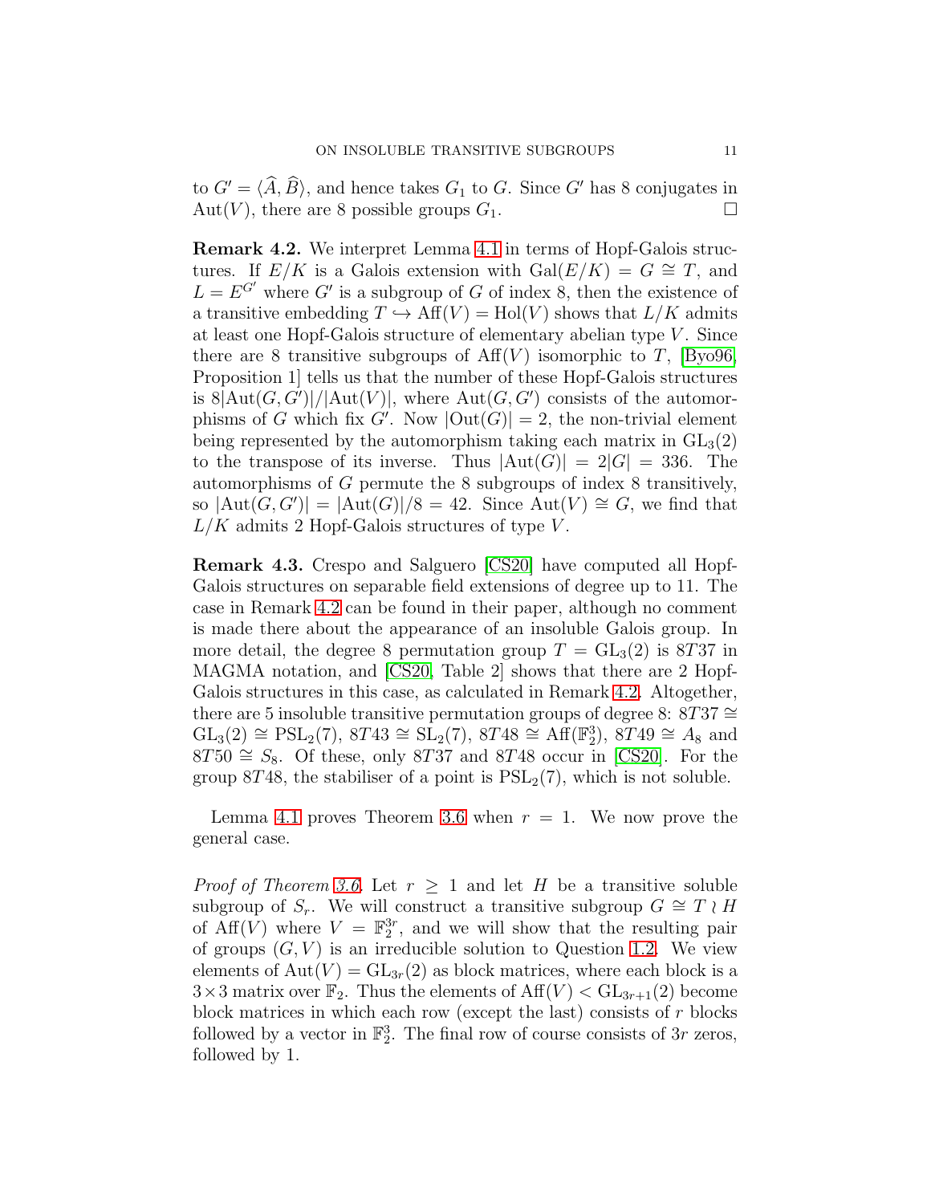to $G' = \langle \widehat{A}, \widehat{B} \rangle$, and hence takes $G_1$ to $G$. Since $G'$ has 8 conjugates in $\mathrm{Aut}(V)$, there are 8 possible groups $G_1$. $\square$

**Remark 4.2.** We interpret Lemma 4.1 in terms of Hopf-Galois structures. If $E/K$ is a Galois extension with $\mathrm{Gal}(E/K) = G \cong T$, and $L = E^{G'}$ where $G'$ is a subgroup of $G$ of index 8, then the existence of a transitive embedding $T \hookrightarrow \mathrm{Aff}(V) = \mathrm{Hol}(V)$ shows that $L/K$ admits at least one Hopf-Galois structure of elementary abelian type $V$. Since there are 8 transitive subgroups of $\mathrm{Aff}(V)$ isomorphic to $T$, [Byo96, Proposition 1] tells us that the number of these Hopf-Galois structures is $8|\mathrm{Aut}(G, G')|/|\mathrm{Aut}(V)|$, where $\mathrm{Aut}(G, G')$ consists of the automorphisms of $G$ which fix $G'$. Now $|\mathrm{Out}(G)| = 2$, the non-trivial element being represented by the automorphism taking each matrix in $\mathrm{GL}_3(2)$ to the transpose of its inverse. Thus $|\mathrm{Aut}(G)| = 2|G| = 336$. The automorphisms of $G$ permute the 8 subgroups of index 8 transitively, so $|\mathrm{Aut}(G, G')| = |\mathrm{Aut}(G)|/8 = 42$. Since $\mathrm{Aut}(V) \cong G$, we find that $L/K$ admits 2 Hopf-Galois structures of type $V$.

**Remark 4.3.** Crespo and Salguero [CS20] have computed all Hopf-Galois structures on separable field extensions of degree up to 11. The case in Remark 4.2 can be found in their paper, although no comment is made there about the appearance of an insoluble Galois group. In more detail, the degree 8 permutation group $T = \mathrm{GL}_3(2)$ is $8T37$ in MAGMA notation, and [CS20, Table 2] shows that there are 2 Hopf-Galois structures in this case, as calculated in Remark 4.2. Altogether, there are 5 insoluble transitive permutation groups of degree 8: $8T37 \cong \mathrm{GL}_3(2) \cong \mathrm{PSL}_2(7)$, $8T43 \cong \mathrm{SL}_2(7)$, $8T48 \cong \mathrm{Aff}(\mathbb{F}_2^3)$, $8T49 \cong A_8$ and $8T50 \cong S_8$. Of these, only $8T37$ and $8T48$ occur in [CS20]. For the group $8T48$, the stabiliser of a point is $\mathrm{PSL}_2(7)$, which is not soluble.

Lemma 4.1 proves Theorem 3.6 when $r = 1$. We now prove the general case.

*Proof of Theorem 3.6.* Let $r \geq 1$ and let $H$ be a transitive soluble subgroup of $S_r$. We will construct a transitive subgroup $G \cong T \wr H$ of $\mathrm{Aff}(V)$ where $V = \mathbb{F}_2^{3r}$, and we will show that the resulting pair of groups $(G, V)$ is an irreducible solution to Question 1.2. We view elements of $\mathrm{Aut}(V) = \mathrm{GL}_{3r}(2)$ as block matrices, where each block is a $3 \times 3$ matrix over $\mathbb{F}_2$. Thus the elements of $\mathrm{Aff}(V) < \mathrm{GL}_{3r+1}(2)$ become block matrices in which each row (except the last) consists of $r$ blocks followed by a vector in $\mathbb{F}_2^3$. The final row of course consists of $3r$ zeros, followed by 1.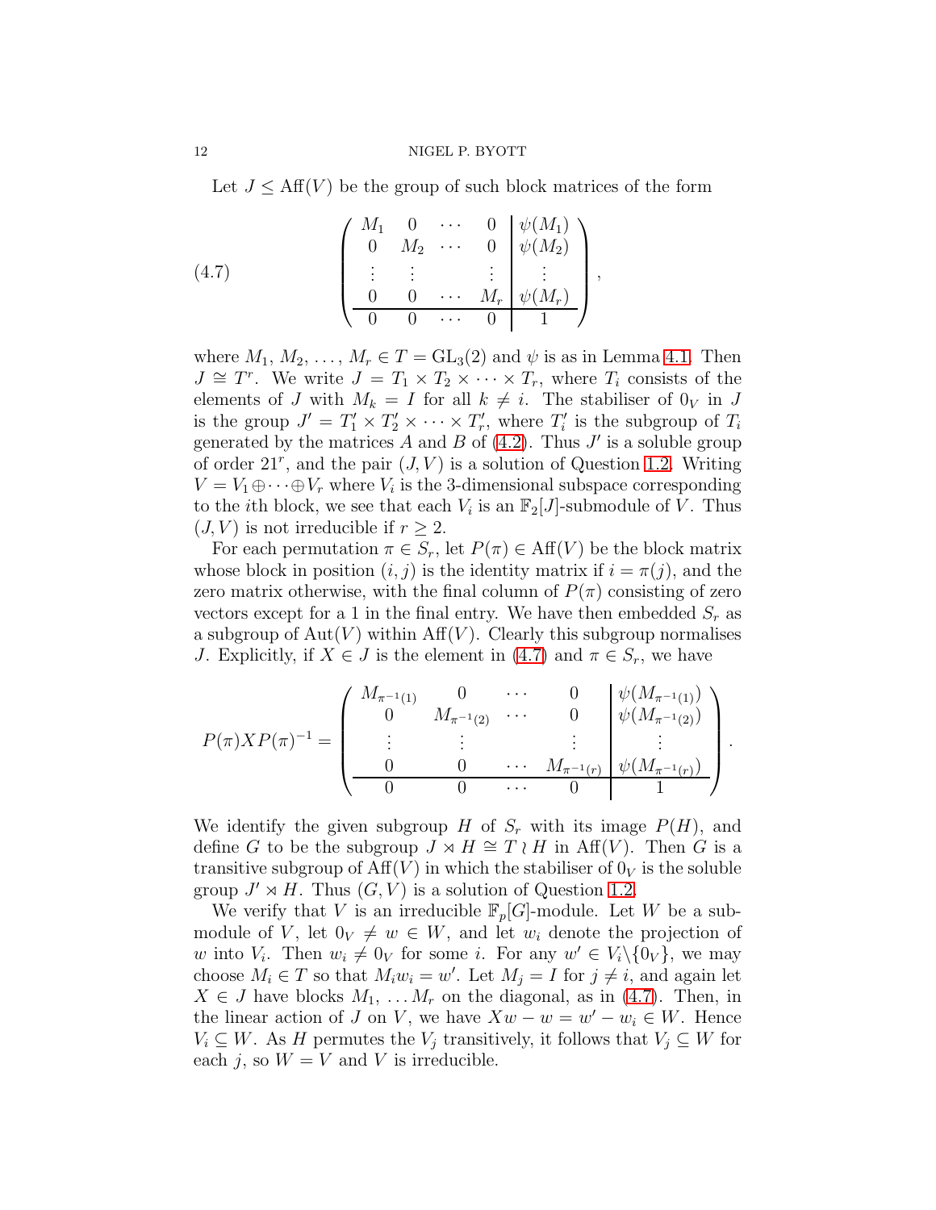Let $J \le \mathrm{Aff}(V)$ be the group of such block matrices of the form

$$
\left(\begin{array}{cccc|c}
M_1 & 0 & \cdots & 0 & \psi(M_1) \\
0 & M_2 & \cdots & 0 & \psi(M_2) \\
\vdots & \vdots & & \vdots & \vdots \\
0 & 0 & \cdots & M_r & \psi(M_r) \\
\hline
0 & 0 & \cdots & 0 & 1
\end{array}\right), \tag{4.7}
$$

where $M_1, M_2, \ldots, M_r \in T = \mathrm{GL}_3(2)$ and $\psi$ is as in Lemma 4.1. Then $J \cong T^r$. We write $J = T_1 \times T_2 \times \cdots \times T_r$, where $T_i$ consists of the elements of $J$ with $M_k = I$ for all $k \neq i$. The stabiliser of $0_V$ in $J$ is the group $J' = T'_1 \times T'_2 \times \cdots \times T'_r$, where $T'_i$ is the subgroup of $T_i$ generated by the matrices $A$ and $B$ of (4.2). Thus $J'$ is a soluble group of order $21^r$, and the pair $(J, V)$ is a solution of Question 1.2. Writing $V = V_1 \oplus \cdots \oplus V_r$ where $V_i$ is the 3-dimensional subspace corresponding to the $i$th block, we see that each $V_i$ is an $\mathbb{F}_2[J]$-submodule of $V$. Thus $(J, V)$ is not irreducible if $r \geq 2$.

For each permutation $\pi \in S_r$, let $P(\pi) \in \mathrm{Aff}(V)$ be the block matrix whose block in position $(i, j)$ is the identity matrix if $i = \pi(j)$, and the zero matrix otherwise, with the final column of $P(\pi)$ consisting of zero vectors except for a 1 in the final entry. We have then embedded $S_r$ as a subgroup of $\mathrm{Aut}(V)$ within $\mathrm{Aff}(V)$. Clearly this subgroup normalises $J$. Explicitly, if $X \in J$ is the element in (4.7) and $\pi \in S_r$, we have

$$
P(\pi) X P(\pi)^{-1} = \left(\begin{array}{cccc|c}
M_{\pi^{-1}(1)} & 0 & \cdots & 0 & \psi(M_{\pi^{-1}(1)}) \\
0 & M_{\pi^{-1}(2)} & \cdots & 0 & \psi(M_{\pi^{-1}(2)}) \\
\vdots & \vdots & & \vdots & \vdots \\
0 & 0 & \cdots & M_{\pi^{-1}(r)} & \psi(M_{\pi^{-1}(r)}) \\
\hline
0 & 0 & \cdots & 0 & 1
\end{array}\right).
$$

We identify the given subgroup $H$ of $S_r$ with its image $P(H)$, and define $G$ to be the subgroup $J \rtimes H \cong T \wr H$ in $\mathrm{Aff}(V)$. Then $G$ is a transitive subgroup of $\mathrm{Aff}(V)$ in which the stabiliser of $0_V$ is the soluble group $J' \rtimes H$. Thus $(G, V)$ is a solution of Question 1.2.

We verify that $V$ is an irreducible $\mathbb{F}_p[G]$-module. Let $W$ be a submodule of $V$, let $0_V \neq w \in W$, and let $w_i$ denote the projection of $w$ into $V_i$. Then $w_i \neq 0_V$ for some $i$. For any $w' \in V_i \backslash \{0_V\}$, we may choose $M_i \in T$ so that $M_i w_i = w'$. Let $M_j = I$ for $j \neq i$, and again let $X \in J$ have blocks $M_1, \ldots M_r$ on the diagonal, as in (4.7). Then, in the linear action of $J$ on $V$, we have $Xw - w = w' - w_i \in W$. Hence $V_i \subseteq W$. As $H$ permutes the $V_j$ transitively, it follows that $V_j \subseteq W$ for each $j$, so $W = V$ and $V$ is irreducible.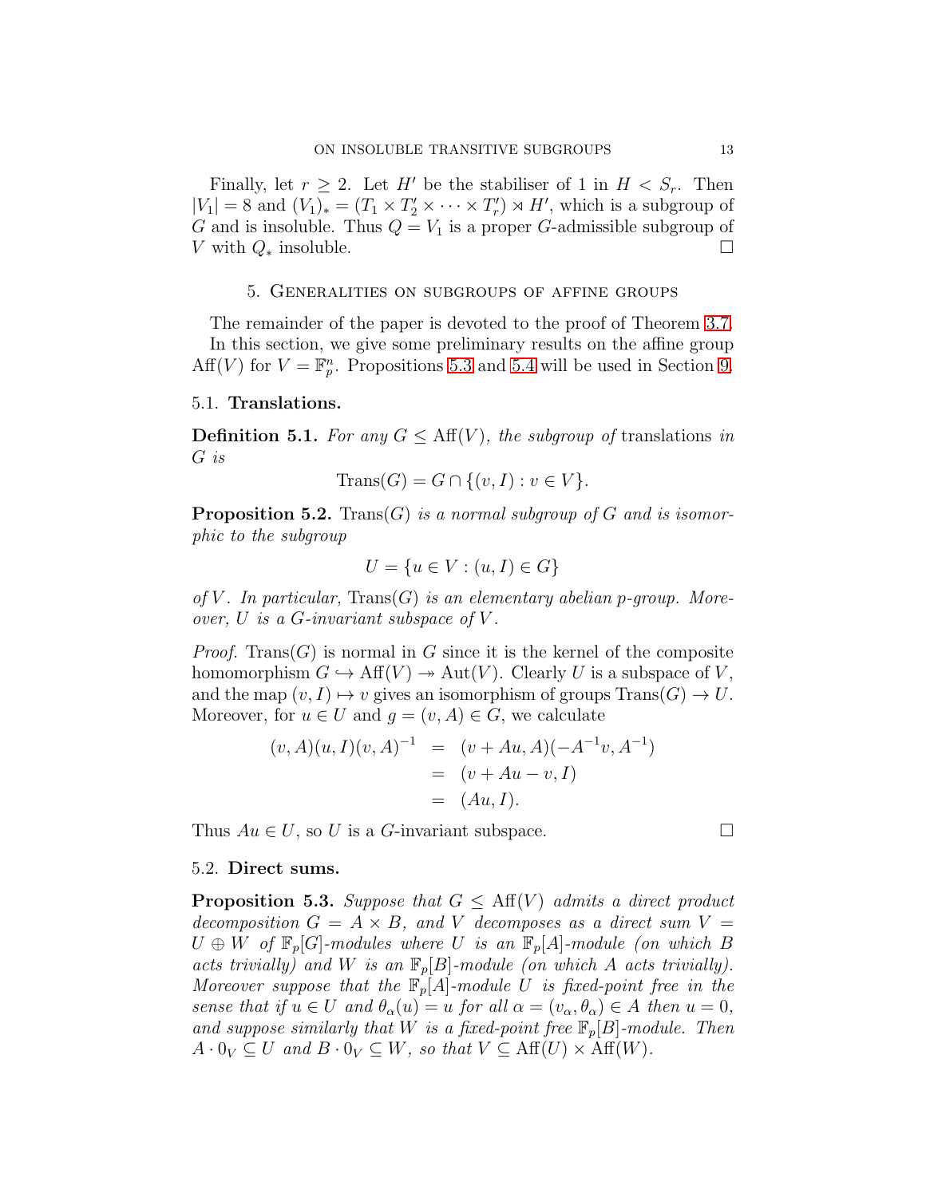Finally, let $r \geq 2$. Let $H'$ be the stabiliser of 1 in $H < S_r$. Then $|V_1| = 8$ and $(V_1)_* = (T_1 \times T_2' \times \cdots \times T_r') \rtimes H'$, which is a subgroup of $G$ and is insoluble. Thus $Q = V_1$ is a proper $G$-admissible subgroup of $V$ with $Q_*$ insoluble. $\square$

## 5. Generalities on subgroups of affine groups

The remainder of the paper is devoted to the proof of Theorem 3.7.

In this section, we give some preliminary results on the affine group $\mathrm{Aff}(V)$ for $V = \mathbb{F}_p^n$. Propositions 5.3 and 5.4 will be used in Section 9.

### 5.1. Translations.

**Definition 5.1.** *For any $G \leq \mathrm{Aff}(V)$, the subgroup of* translations *in $G$ is*

$$\mathrm{Trans}(G) = G \cap \{(v, I) : v \in V\}.$$

**Proposition 5.2.** *$\mathrm{Trans}(G)$ is a normal subgroup of $G$ and is isomorphic to the subgroup*

$$U = \{u \in V : (u, I) \in G\}$$

*of $V$. In particular, $\mathrm{Trans}(G)$ is an elementary abelian $p$-group. Moreover, $U$ is a $G$-invariant subspace of $V$.*

*Proof.* $\mathrm{Trans}(G)$ is normal in $G$ since it is the kernel of the composite homomorphism $G \hookrightarrow \mathrm{Aff}(V) \twoheadrightarrow \mathrm{Aut}(V)$. Clearly $U$ is a subspace of $V$, and the map $(v, I) \mapsto v$ gives an isomorphism of groups $\mathrm{Trans}(G) \to U$. Moreover, for $u \in U$ and $g = (v, A) \in G$, we calculate

$$\begin{aligned}
(v, A)(u, I)(v, A)^{-1} &= (v + Au, A)(-A^{-1}v, A^{-1}) \\
&= (v + Au - v, I) \\
&= (Au, I).
\end{aligned}$$

Thus $Au \in U$, so $U$ is a $G$-invariant subspace. $\square$

### 5.2. Direct sums.

**Proposition 5.3.** *Suppose that $G \leq \mathrm{Aff}(V)$ admits a direct product decomposition $G = A \times B$, and $V$ decomposes as a direct sum $V = U \oplus W$ of $\mathbb{F}_p[G]$-modules where $U$ is an $\mathbb{F}_p[A]$-module (on which $B$ acts trivially) and $W$ is an $\mathbb{F}_p[B]$-module (on which $A$ acts trivially). Moreover suppose that the $\mathbb{F}_p[A]$-module $U$ is fixed-point free in the sense that if $u \in U$ and $\theta_\alpha(u) = u$ for all $\alpha = (v_\alpha, \theta_\alpha) \in A$ then $u = 0$, and suppose similarly that $W$ is a fixed-point free $\mathbb{F}_p[B]$-module. Then $A \cdot 0_V \subseteq U$ and $B \cdot 0_V \subseteq W$, so that $V \subseteq \mathrm{Aff}(U) \times \mathrm{Aff}(W)$.*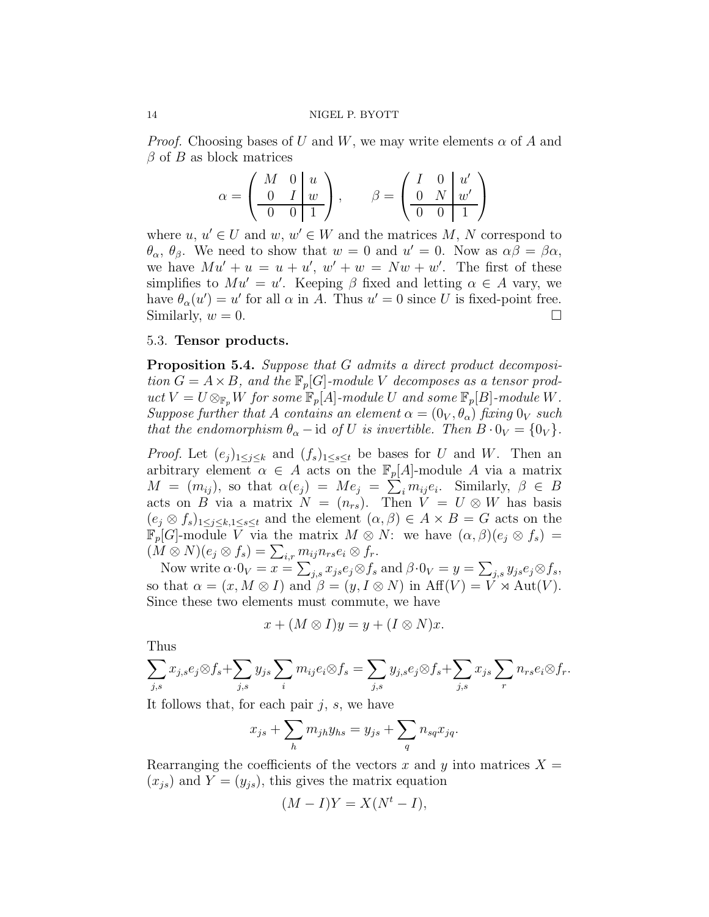*Proof.* Choosing bases of $U$ and $W$, we may write elements $\alpha$ of $A$ and $\beta$ of $B$ as block matrices

$$\alpha = \left( \begin{array}{cc|c} M & 0 & u \\ 0 & I & w \\ \hline 0 & 0 & 1 \end{array} \right), \qquad \beta = \left( \begin{array}{cc|c} I & 0 & u' \\ 0 & N & w' \\ \hline 0 & 0 & 1 \end{array} \right)$$

where $u$, $u' \in U$ and $w$, $w' \in W$ and the matrices $M$, $N$ correspond to $\theta_\alpha$, $\theta_\beta$. We need to show that $w = 0$ and $u' = 0$. Now as $\alpha\beta = \beta\alpha$, we have $Mu' + u = u + u'$, $w' + w = Nw + w'$. The first of these simplifies to $Mu' = u'$. Keeping $\beta$ fixed and letting $\alpha \in A$ vary, we have $\theta_\alpha(u') = u'$ for all $\alpha$ in $A$. Thus $u' = 0$ since $U$ is fixed-point free. Similarly, $w = 0$. $\square$

### 5.3. **Tensor products.**

**Proposition 5.4.** *Suppose that $G$ admits a direct product decomposition $G = A \times B$, and the $\mathbb{F}_p[G]$-module $V$ decomposes as a tensor product $V = U \otimes_{\mathbb{F}_p} W$ for some $\mathbb{F}_p[A]$-module $U$ and some $\mathbb{F}_p[B]$-module $W$. Suppose further that $A$ contains an element $\alpha = (0_V, \theta_\alpha)$ fixing $0_V$ such that the endomorphism $\theta_\alpha - \mathrm{id}$ of $U$ is invertible. Then $B \cdot 0_V = \{0_V\}$.*

*Proof.* Let $(e_j)_{1 \leq j \leq k}$ and $(f_s)_{1 \leq s \leq t}$ be bases for $U$ and $W$. Then an arbitrary element $\alpha \in A$ acts on the $\mathbb{F}_p[A]$-module $A$ via a matrix $M = (m_{ij})$, so that $\alpha(e_j) = Me_j = \sum_i m_{ij} e_i$. Similarly, $\beta \in B$ acts on $B$ via a matrix $N = (n_{rs})$. Then $V = U \otimes W$ has basis $(e_j \otimes f_s)_{1 \leq j \leq k, 1 \leq s \leq t}$ and the element $(\alpha, \beta) \in A \times B = G$ acts on the $\mathbb{F}_p[G]$-module $V$ via the matrix $M \otimes N$: we have $(\alpha, \beta)(e_j \otimes f_s) = (M \otimes N)(e_j \otimes f_s) = \sum_{i,r} m_{ij} n_{rs} e_i \otimes f_r$.

Now write $\alpha \cdot 0_V = x = \sum_{j,s} x_{js} e_j \otimes f_s$ and $\beta \cdot 0_V = y = \sum_{j,s} y_{js} e_j \otimes f_s$, so that $\alpha = (x, M \otimes I)$ and $\beta = (y, I \otimes N)$ in $\mathrm{Aff}(V) = V \rtimes \mathrm{Aut}(V)$. Since these two elements must commute, we have

$$x + (M \otimes I)y = y + (I \otimes N)x.$$

Thus

$$\sum_{j,s} x_{j,s} e_j \otimes f_s + \sum_{j,s} y_{js} \sum_i m_{ij} e_i \otimes f_s = \sum_{j,s} y_{j,s} e_j \otimes f_s + \sum_{j,s} x_{js} \sum_r n_{rs} e_i \otimes f_r.$$

It follows that, for each pair $j$, $s$, we have

$$x_{js} + \sum_h m_{jh} y_{hs} = y_{js} + \sum_q n_{sq} x_{jq}.$$

Rearranging the coefficients of the vectors $x$ and $y$ into matrices $X = (x_{js})$ and $Y = (y_{js})$, this gives the matrix equation

$$(M - I)Y = X(N^t - I),$$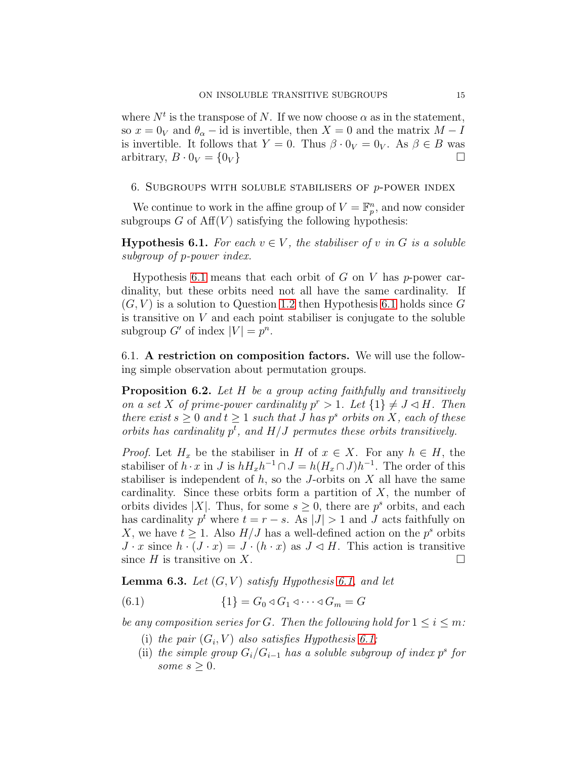where $N^t$ is the transpose of $N$. If we now choose $\alpha$ as in the statement, so $x = 0_V$ and $\theta_\alpha - \mathrm{id}$ is invertible, then $X = 0$ and the matrix $M - I$ is invertible. It follows that $Y = 0$. Thus $\beta \cdot 0_V = 0_V$. As $\beta \in B$ was arbitrary, $B \cdot 0_V = \{0_V\}$ □

## 6. Subgroups with soluble stabilisers of $p$-power index

We continue to work in the affine group of $V = \mathbb{F}_p^n$, and now consider subgroups $G$ of $\mathrm{Aff}(V)$ satisfying the following hypothesis:

**Hypothesis 6.1.** *For each $v \in V$, the stabiliser of $v$ in $G$ is a soluble subgroup of $p$-power index.*

Hypothesis 6.1 means that each orbit of $G$ on $V$ has $p$-power cardinality, but these orbits need not all have the same cardinality. If $(G, V)$ is a solution to Question 1.2 then Hypothesis 6.1 holds since $G$ is transitive on $V$ and each point stabiliser is conjugate to the soluble subgroup $G'$ of index $|V| = p^n$.

### 6.1. A restriction on composition factors.

We will use the following simple observation about permutation groups.

**Proposition 6.2.** *Let $H$ be a group acting faithfully and transitively on a set $X$ of prime-power cardinality $p^r > 1$. Let $\{1\} \neq J \lhd H$. Then there exist $s \geq 0$ and $t \geq 1$ such that $J$ has $p^s$ orbits on $X$, each of these orbits has cardinality $p^t$, and $H/J$ permutes these orbits transitively.*

*Proof.* Let $H_x$ be the stabiliser in $H$ of $x \in X$. For any $h \in H$, the stabiliser of $h \cdot x$ in $J$ is $hH_xh^{-1} \cap J = h(H_x \cap J)h^{-1}$. The order of this stabiliser is independent of $h$, so the $J$-orbits on $X$ all have the same cardinality. Since these orbits form a partition of $X$, the number of orbits divides $|X|$. Thus, for some $s \geq 0$, there are $p^s$ orbits, and each has cardinality $p^t$ where $t = r - s$. As $|J| > 1$ and $J$ acts faithfully on $X$, we have $t \geq 1$. Also $H/J$ has a well-defined action on the $p^s$ orbits $J \cdot x$ since $h \cdot (J \cdot x) = J \cdot (h \cdot x)$ as $J \lhd H$. This action is transitive since $H$ is transitive on $X$. □

**Lemma 6.3.** *Let $(G, V)$ satisfy Hypothesis 6.1, and let*

$$\{1\} = G_0 \lhd G_1 \lhd \cdots \lhd G_m = G \tag{6.1}$$

*be any composition series for $G$. Then the following hold for $1 \leq i \leq m$:*

- (i) *the pair $(G_i, V)$ also satisfies Hypothesis 6.1;*
- (ii) *the simple group $G_i/G_{i-1}$ has a soluble subgroup of index $p^s$ for some $s \geq 0$.*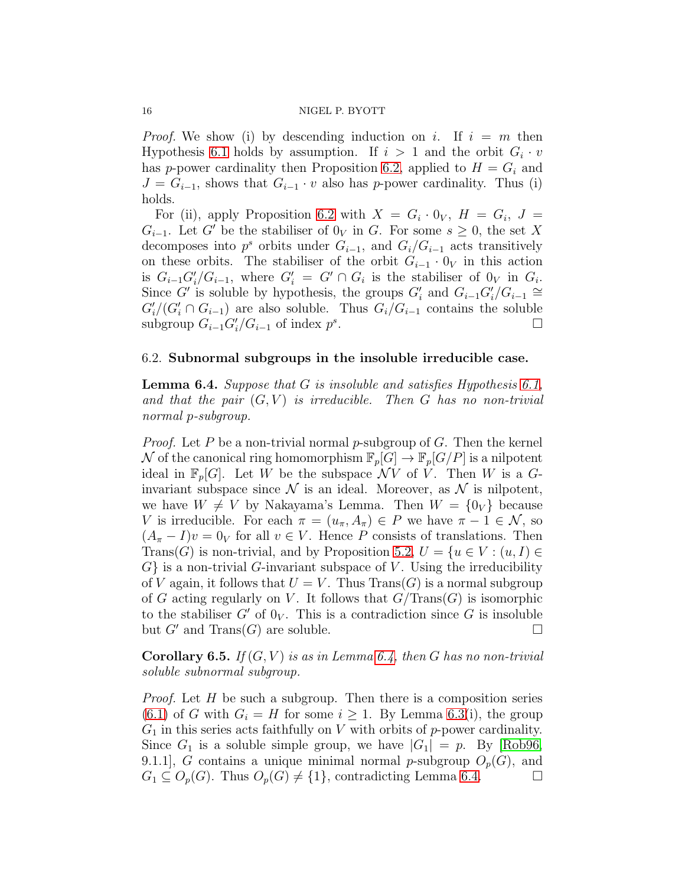*Proof.* We show (i) by descending induction on $i$. If $i = m$ then Hypothesis 6.1 holds by assumption. If $i > 1$ and the orbit $G_i \cdot v$ has $p$-power cardinality then Proposition 6.2, applied to $H = G_i$ and $J = G_{i-1}$, shows that $G_{i-1} \cdot v$ also has $p$-power cardinality. Thus (i) holds.

For (ii), apply Proposition 6.2 with $X = G_i \cdot 0_V$, $H = G_i$, $J = G_{i-1}$. Let $G'$ be the stabiliser of $0_V$ in $G$. For some $s \geq 0$, the set $X$ decomposes into $p^s$ orbits under $G_{i-1}$, and $G_i/G_{i-1}$ acts transitively on these orbits. The stabiliser of the orbit $G_{i-1} \cdot 0_V$ in this action is $G_{i-1}G'_i/G_{i-1}$, where $G'_i = G' \cap G_i$ is the stabiliser of $0_V$ in $G_i$. Since $G'$ is soluble by hypothesis, the groups $G'_i$ and $G_{i-1}G'_i/G_{i-1} \cong G'_i/(G'_i \cap G_{i-1})$ are also soluble. Thus $G_i/G_{i-1}$ contains the soluble subgroup $G_{i-1}G'_i/G_{i-1}$ of index $p^s$. □

## 6.2. Subnormal subgroups in the insoluble irreducible case.

**Lemma 6.4.** *Suppose that $G$ is insoluble and satisfies Hypothesis 6.1, and that the pair $(G, V)$ is irreducible. Then $G$ has no non-trivial normal $p$-subgroup.*

*Proof.* Let $P$ be a non-trivial normal $p$-subgroup of $G$. Then the kernel $\mathcal{N}$ of the canonical ring homomorphism $\mathbb{F}_p[G] \to \mathbb{F}_p[G/P]$ is a nilpotent ideal in $\mathbb{F}_p[G]$. Let $W$ be the subspace $\mathcal{N}V$ of $V$. Then $W$ is a $G$-invariant subspace since $\mathcal{N}$ is an ideal. Moreover, as $\mathcal{N}$ is nilpotent, we have $W \neq V$ by Nakayama's Lemma. Then $W = \{0_V\}$ because $V$ is irreducible. For each $\pi = (u_\pi, A_\pi) \in P$ we have $\pi - 1 \in \mathcal{N}$, so $(A_\pi - I)v = 0_V$ for all $v \in V$. Hence $P$ consists of translations. Then $\mathrm{Trans}(G)$ is non-trivial, and by Proposition 5.2, $U = \{u \in V : (u, I) \in G\}$ is a non-trivial $G$-invariant subspace of $V$. Using the irreducibility of $V$ again, it follows that $U = V$. Thus $\mathrm{Trans}(G)$ is a normal subgroup of $G$ acting regularly on $V$. It follows that $G/\mathrm{Trans}(G)$ is isomorphic to the stabiliser $G'$ of $0_V$. This is a contradiction since $G$ is insoluble but $G'$ and $\mathrm{Trans}(G)$ are soluble. □

**Corollary 6.5.** *If $(G, V)$ is as in Lemma 6.4, then $G$ has no non-trivial soluble subnormal subgroup.*

*Proof.* Let $H$ be such a subgroup. Then there is a composition series (6.1) of $G$ with $G_i = H$ for some $i \geq 1$. By Lemma 6.3(i), the group $G_1$ in this series acts faithfully on $V$ with orbits of $p$-power cardinality. Since $G_1$ is a soluble simple group, we have $|G_1| = p$. By [Rob96, 9.1.1], $G$ contains a unique minimal normal $p$-subgroup $O_p(G)$, and $G_1 \subseteq O_p(G)$. Thus $O_p(G) \neq \{1\}$, contradicting Lemma 6.4. □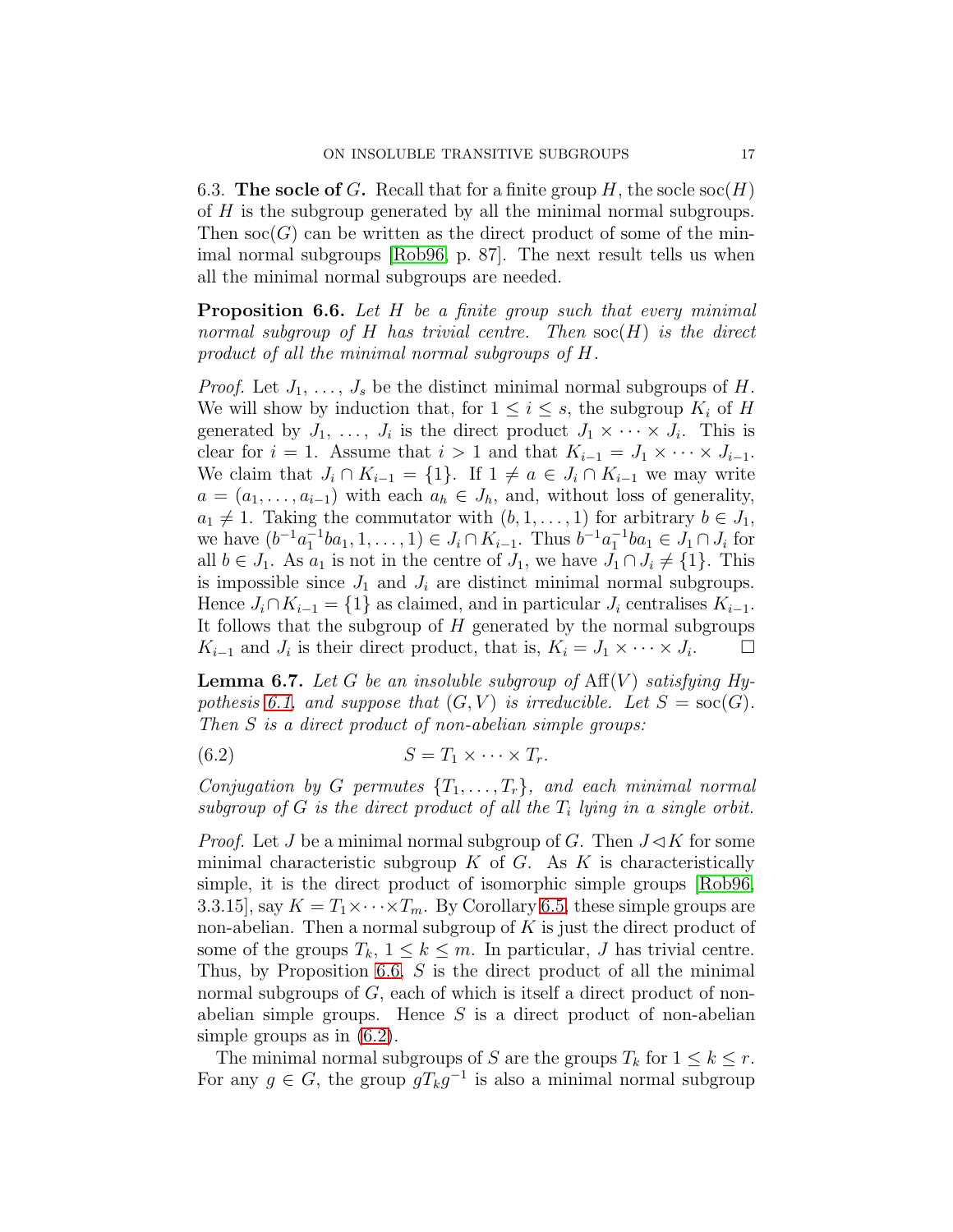6.3. **The socle of $G$.** Recall that for a finite group $H$, the socle $\operatorname{soc}(H)$ of $H$ is the subgroup generated by all the minimal normal subgroups. Then $\operatorname{soc}(G)$ can be written as the direct product of some of the minimal normal subgroups [Rob96, p. 87]. The next result tells us when all the minimal normal subgroups are needed.

**Proposition 6.6.** *Let $H$ be a finite group such that every minimal normal subgroup of $H$ has trivial centre. Then $\operatorname{soc}(H)$ is the direct product of all the minimal normal subgroups of $H$.*

*Proof.* Let $J_1, \dots, J_s$ be the distinct minimal normal subgroups of $H$. We will show by induction that, for $1 \le i \le s$, the subgroup $K_i$ of $H$ generated by $J_1, \dots, J_i$ is the direct product $J_1 \times \cdots \times J_i$. This is clear for $i = 1$. Assume that $i > 1$ and that $K_{i-1} = J_1 \times \cdots \times J_{i-1}$. We claim that $J_i \cap K_{i-1} = \{1\}$. If $1 \ne a \in J_i \cap K_{i-1}$ we may write $a = (a_1, \dots, a_{i-1})$ with each $a_h \in J_h$, and, without loss of generality, $a_1 \ne 1$. Taking the commutator with $(b, 1, \dots, 1)$ for arbitrary $b \in J_1$, we have $(b^{-1}a_1^{-1}ba_1, 1, \dots, 1) \in J_i \cap K_{i-1}$. Thus $b^{-1}a_1^{-1}ba_1 \in J_1 \cap J_i$ for all $b \in J_1$. As $a_1$ is not in the centre of $J_1$, we have $J_1 \cap J_i \ne \{1\}$. This is impossible since $J_1$ and $J_i$ are distinct minimal normal subgroups. Hence $J_i \cap K_{i-1} = \{1\}$ as claimed, and in particular $J_i$ centralises $K_{i-1}$. It follows that the subgroup of $H$ generated by the normal subgroups $K_{i-1}$ and $J_i$ is their direct product, that is, $K_i = J_1 \times \cdots \times J_i$. □

**Lemma 6.7.** *Let $G$ be an insoluble subgroup of $\operatorname{Aff}(V)$ satisfying Hypothesis 6.1, and suppose that $(G, V)$ is irreducible. Let $S = \operatorname{soc}(G)$. Then $S$ is a direct product of non-abelian simple groups:*

$$S = T_1 \times \cdots \times T_r. \tag{6.2}$$

*Conjugation by $G$ permutes $\{T_1, \dots, T_r\}$, and each minimal normal subgroup of $G$ is the direct product of all the $T_i$ lying in a single orbit.*

*Proof.* Let $J$ be a minimal normal subgroup of $G$. Then $J \lhd K$ for some minimal characteristic subgroup $K$ of $G$. As $K$ is characteristically simple, it is the direct product of isomorphic simple groups [Rob96, 3.3.15], say $K = T_1 \times \cdots \times T_m$. By Corollary 6.5, these simple groups are non-abelian. Then a normal subgroup of $K$ is just the direct product of some of the groups $T_k$, $1 \le k \le m$. In particular, $J$ has trivial centre. Thus, by Proposition 6.6, $S$ is the direct product of all the minimal normal subgroups of $G$, each of which is itself a direct product of non-abelian simple groups. Hence $S$ is a direct product of non-abelian simple groups as in (6.2).

The minimal normal subgroups of $S$ are the groups $T_k$ for $1 \le k \le r$. For any $g \in G$, the group $gT_kg^{-1}$ is also a minimal normal subgroup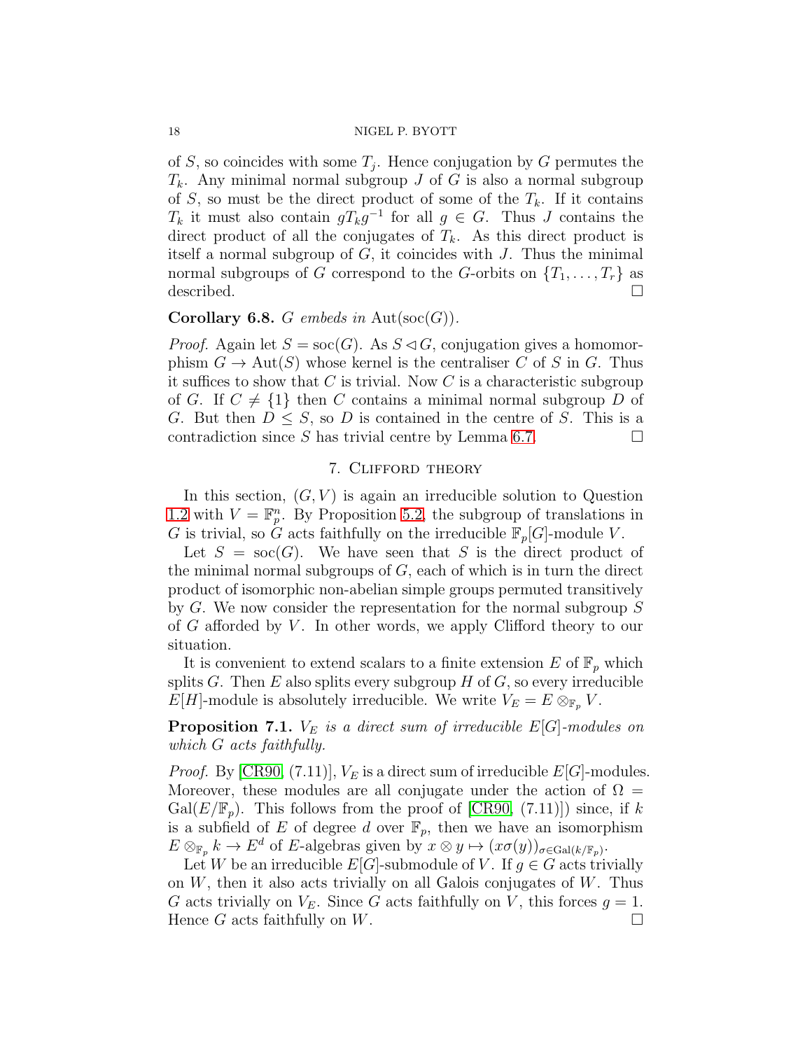of $S$, so coincides with some $T_j$. Hence conjugation by $G$ permutes the $T_k$. Any minimal normal subgroup $J$ of $G$ is also a normal subgroup of $S$, so must be the direct product of some of the $T_k$. If it contains $T_k$ it must also contain $gT_kg^{-1}$ for all $g \in G$. Thus $J$ contains the direct product of all the conjugates of $T_k$. As this direct product is itself a normal subgroup of $G$, it coincides with $J$. Thus the minimal normal subgroups of $G$ correspond to the $G$-orbits on $\{T_1, \ldots, T_r\}$ as described. □

**Corollary 6.8.** *$G$ embeds in* $\mathrm{Aut}(\mathrm{soc}(G))$.

*Proof.* Again let $S = \mathrm{soc}(G)$. As $S \lhd G$, conjugation gives a homomorphism $G \to \mathrm{Aut}(S)$ whose kernel is the centraliser $C$ of $S$ in $G$. Thus it suffices to show that $C$ is trivial. Now $C$ is a characteristic subgroup of $G$. If $C \neq \{1\}$ then $C$ contains a minimal normal subgroup $D$ of $G$. But then $D \leq S$, so $D$ is contained in the centre of $S$. This is a contradiction since $S$ has trivial centre by Lemma 6.7. □

## 7. Clifford theory

In this section, $(G, V)$ is again an irreducible solution to Question 1.2 with $V = \mathbb{F}_p^n$. By Proposition 5.2, the subgroup of translations in $G$ is trivial, so $G$ acts faithfully on the irreducible $\mathbb{F}_p[G]$-module $V$.

Let $S = \mathrm{soc}(G)$. We have seen that $S$ is the direct product of the minimal normal subgroups of $G$, each of which is in turn the direct product of isomorphic non-abelian simple groups permuted transitively by $G$. We now consider the representation for the normal subgroup $S$ of $G$ afforded by $V$. In other words, we apply Clifford theory to our situation.

It is convenient to extend scalars to a finite extension $E$ of $\mathbb{F}_p$ which splits $G$. Then $E$ also splits every subgroup $H$ of $G$, so every irreducible $E[H]$-module is absolutely irreducible. We write $V_E = E \otimes_{\mathbb{F}_p} V$.

**Proposition 7.1.** *$V_E$ is a direct sum of irreducible $E[G]$-modules on which $G$ acts faithfully.*

*Proof.* By [CR90, (7.11)], $V_E$ is a direct sum of irreducible $E[G]$-modules. Moreover, these modules are all conjugate under the action of $\Omega = \mathrm{Gal}(E/\mathbb{F}_p)$. This follows from the proof of [CR90, (7.11)]) since, if $k$ is a subfield of $E$ of degree $d$ over $\mathbb{F}_p$, then we have an isomorphism $E \otimes_{\mathbb{F}_p} k \to E^d$ of $E$-algebras given by $x \otimes y \mapsto (x\sigma(y))_{\sigma \in \mathrm{Gal}(k/\mathbb{F}_p)}$.

Let $W$ be an irreducible $E[G]$-submodule of $V$. If $g \in G$ acts trivially on $W$, then it also acts trivially on all Galois conjugates of $W$. Thus $G$ acts trivially on $V_E$. Since $G$ acts faithfully on $V$, this forces $g = 1$. Hence $G$ acts faithfully on $W$. □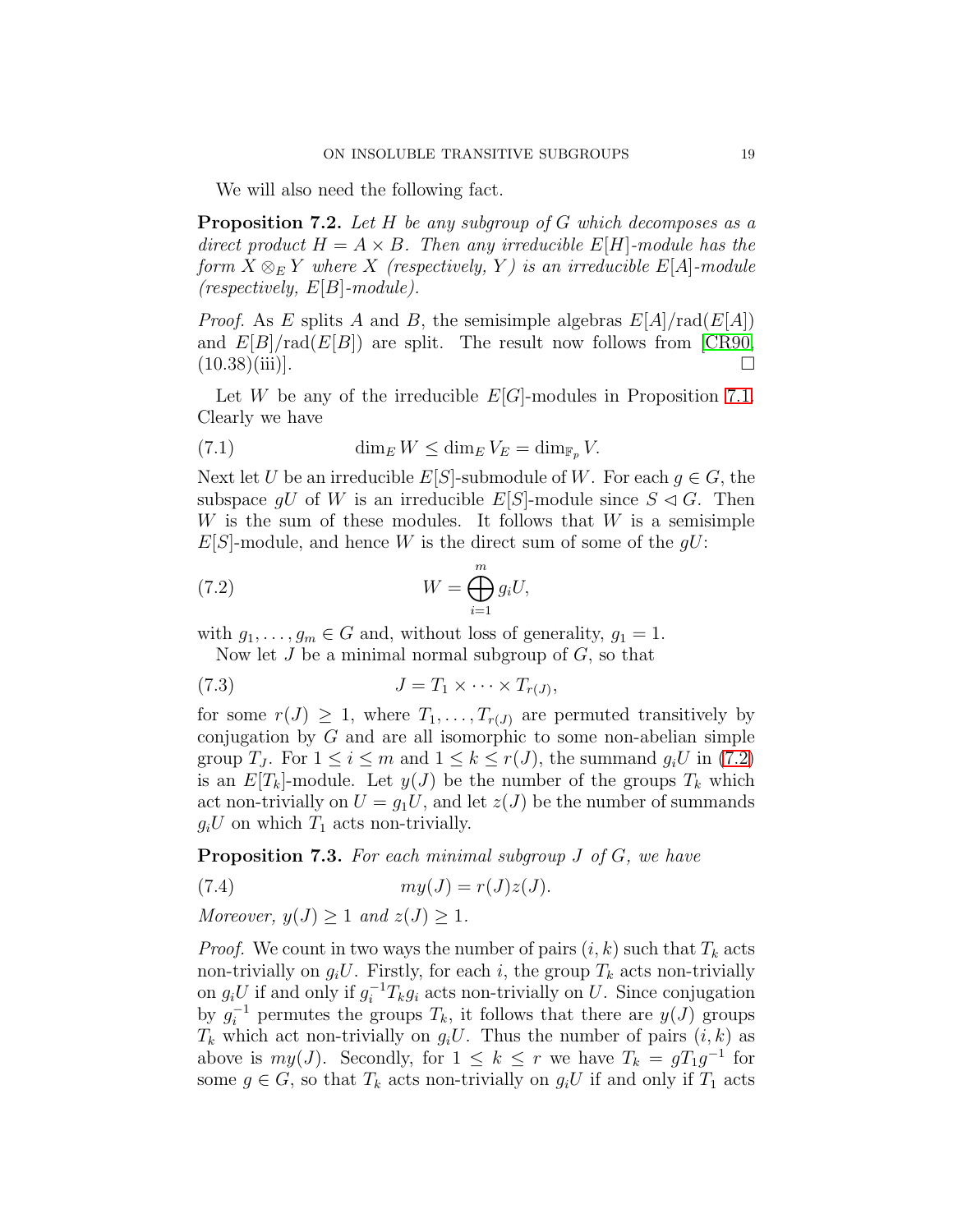We will also need the following fact.

**Proposition 7.2.** *Let $H$ be any subgroup of $G$ which decomposes as a direct product $H = A \times B$. Then any irreducible $E[H]$-module has the form $X \otimes_E Y$ where $X$ (respectively, $Y$) is an irreducible $E[A]$-module (respectively, $E[B]$-module).*

*Proof.* As $E$ splits $A$ and $B$, the semisimple algebras $E[A]/\mathrm{rad}(E[A])$ and $E[B]/\mathrm{rad}(E[B])$ are split. The result now follows from [CR90, (10.38)(iii)]. □

Let $W$ be any of the irreducible $E[G]$-modules in Proposition 7.1. Clearly we have

$$\dim_E W \leq \dim_E V_E = \dim_{\mathbb{F}_p} V. \tag{7.1}$$

Next let $U$ be an irreducible $E[S]$-submodule of $W$. For each $g \in G$, the subspace $gU$ of $W$ is an irreducible $E[S]$-module since $S \lhd G$. Then $W$ is the sum of these modules. It follows that $W$ is a semisimple $E[S]$-module, and hence $W$ is the direct sum of some of the $gU$:

$$W = \bigoplus_{i=1}^{m} g_i U, \tag{7.2}$$

with $g_1, \dots, g_m \in G$ and, without loss of generality, $g_1 = 1$.

Now let $J$ be a minimal normal subgroup of $G$, so that

$$J = T_1 \times \cdots \times T_{r(J)}, \tag{7.3}$$

for some $r(J) \geq 1$, where $T_1, \dots, T_{r(J)}$ are permuted transitively by conjugation by $G$ and are all isomorphic to some non-abelian simple group $T_J$. For $1 \leq i \leq m$ and $1 \leq k \leq r(J)$, the summand $g_i U$ in (7.2) is an $E[T_k]$-module. Let $y(J)$ be the number of the groups $T_k$ which act non-trivially on $U = g_1 U$, and let $z(J)$ be the number of summands $g_i U$ on which $T_1$ acts non-trivially.

**Proposition 7.3.** *For each minimal subgroup $J$ of $G$, we have*

$$my(J) = r(J)z(J). \tag{7.4}$$

*Moreover, $y(J) \geq 1$ and $z(J) \geq 1$.*

*Proof.* We count in two ways the number of pairs $(i, k)$ such that $T_k$ acts non-trivially on $g_i U$. Firstly, for each $i$, the group $T_k$ acts non-trivially on $g_i U$ if and only if $g_i^{-1} T_k g_i$ acts non-trivially on $U$. Since conjugation by $g_i^{-1}$ permutes the groups $T_k$, it follows that there are $y(J)$ groups $T_k$ which act non-trivially on $g_i U$. Thus the number of pairs $(i, k)$ as above is $my(J)$. Secondly, for $1 \leq k \leq r$ we have $T_k = gT_1 g^{-1}$ for some $g \in G$, so that $T_k$ acts non-trivially on $g_i U$ if and only if $T_1$ acts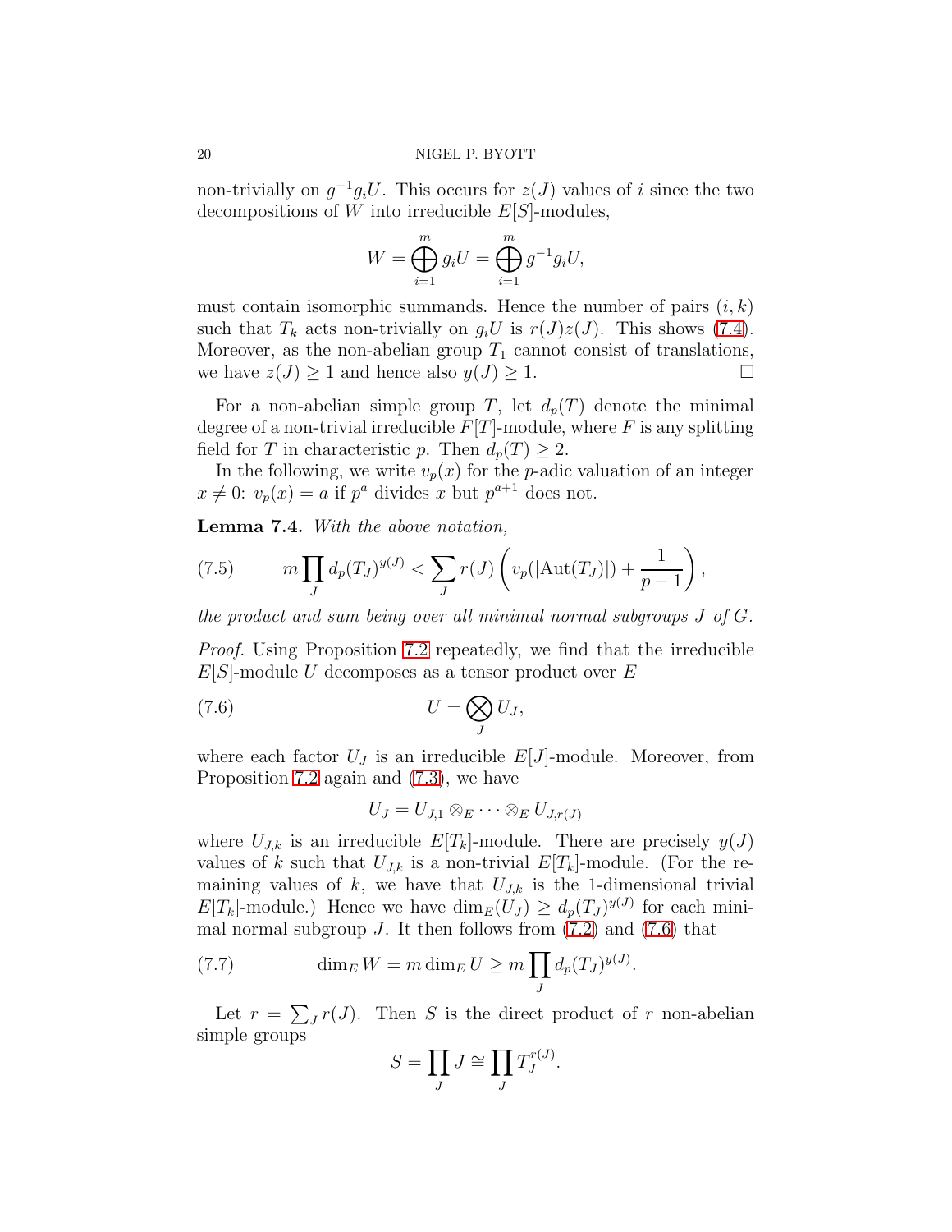non-trivially on $g^{-1}g_iU$. This occurs for $z(J)$ values of $i$ since the two decompositions of $W$ into irreducible $E[S]$-modules,

$$W = \bigoplus_{i=1}^{m} g_i U = \bigoplus_{i=1}^{m} g^{-1} g_i U,$$

must contain isomorphic summands. Hence the number of pairs $(i,k)$ such that $T_k$ acts non-trivially on $g_iU$ is $r(J)z(J)$. This shows (7.4). Moreover, as the non-abelian group $T_1$ cannot consist of translations, we have $z(J) \geq 1$ and hence also $y(J) \geq 1$. □

For a non-abelian simple group $T$, let $d_p(T)$ denote the minimal degree of a non-trivial irreducible $F[T]$-module, where $F$ is any splitting field for $T$ in characteristic $p$. Then $d_p(T) \geq 2$.

In the following, we write $v_p(x)$ for the $p$-adic valuation of an integer $x \neq 0$: $v_p(x) = a$ if $p^a$ divides $x$ but $p^{a+1}$ does not.

**Lemma 7.4.** *With the above notation,*

$$m \prod_J d_p(T_J)^{y(J)} < \sum_J r(J) \left( v_p(|\mathrm{Aut}(T_J)|) + \frac{1}{p-1} \right), \tag{7.5}$$

*the product and sum being over all minimal normal subgroups $J$ of $G$.*

*Proof.* Using Proposition 7.2 repeatedly, we find that the irreducible $E[S]$-module $U$ decomposes as a tensor product over $E$

$$U = \bigotimes_J U_J, \tag{7.6}$$

where each factor $U_J$ is an irreducible $E[J]$-module. Moreover, from Proposition 7.2 again and (7.3), we have

$$U_J = U_{J,1} \otimes_E \cdots \otimes_E U_{J,r(J)}$$

where $U_{J,k}$ is an irreducible $E[T_k]$-module. There are precisely $y(J)$ values of $k$ such that $U_{J,k}$ is a non-trivial $E[T_k]$-module. (For the remaining values of $k$, we have that $U_{J,k}$ is the 1-dimensional trivial $E[T_k]$-module.) Hence we have $\dim_E(U_J) \geq d_p(T_J)^{y(J)}$ for each minimal normal subgroup $J$. It then follows from (7.2) and (7.6) that

$$\dim_E W = m \dim_E U \geq m \prod_J d_p(T_J)^{y(J)}. \tag{7.7}$$

Let $r = \sum_J r(J)$. Then $S$ is the direct product of $r$ non-abelian simple groups

$$S = \prod_J J \cong \prod_J T_J^{r(J)}.$$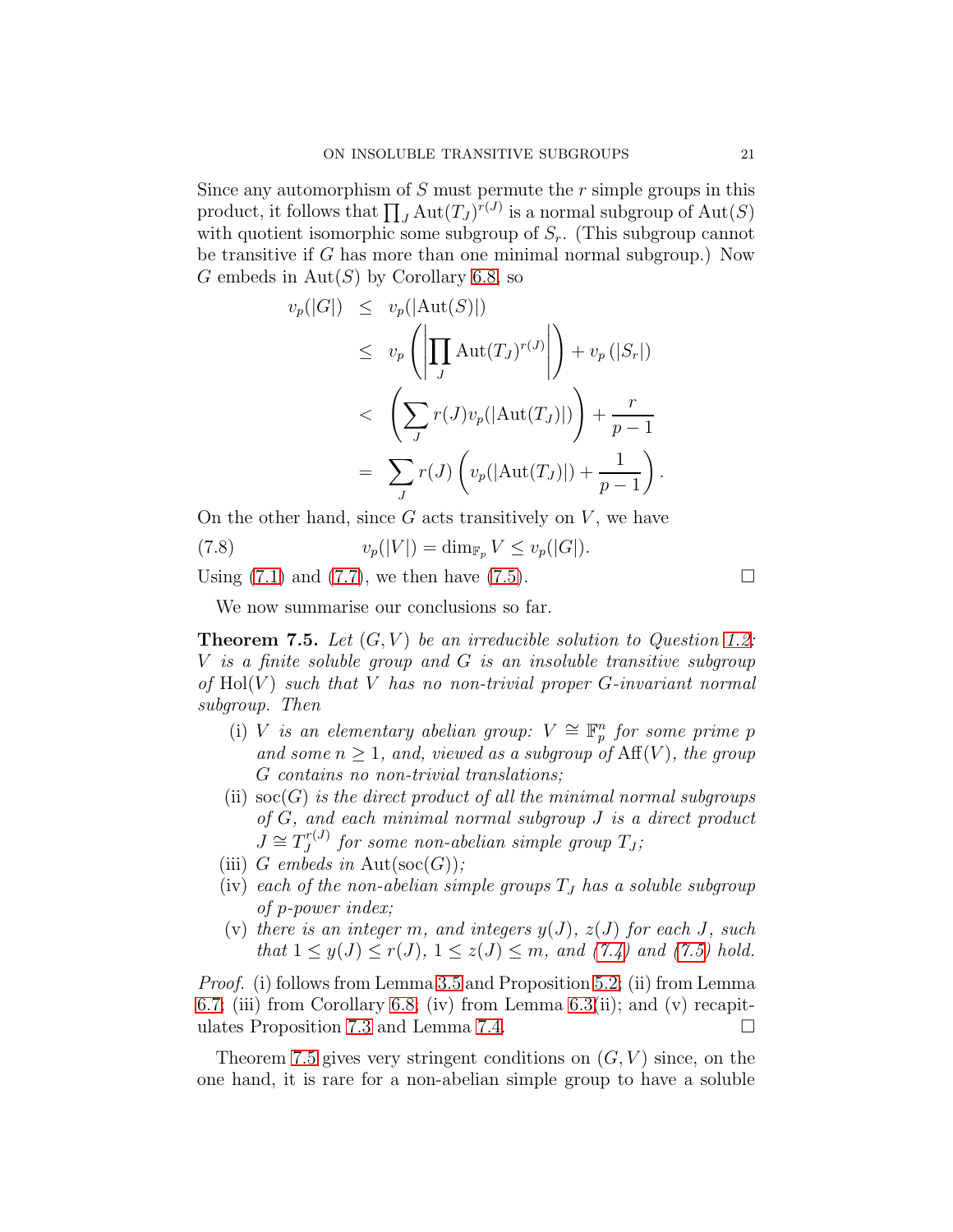Since any automorphism of $S$ must permute the $r$ simple groups in this product, it follows that $\prod_J \mathrm{Aut}(T_J)^{r(J)}$ is a normal subgroup of $\mathrm{Aut}(S)$ with quotient isomorphic some subgroup of $S_r$. (This subgroup cannot be transitive if $G$ has more than one minimal normal subgroup.) Now $G$ embeds in $\mathrm{Aut}(S)$ by Corollary 6.8, so

$$
\begin{aligned}
v_p(|G|) &\leq v_p(|\mathrm{Aut}(S)|) \\
&\leq v_p\left(\left|\prod_J \mathrm{Aut}(T_J)^{r(J)}\right|\right) + v_p\left(|S_r|\right) \\
&< \left(\sum_J r(J) v_p(|\mathrm{Aut}(T_J)|)\right) + \frac{r}{p-1} \\
&= \sum_J r(J)\left(v_p(|\mathrm{Aut}(T_J)|) + \frac{1}{p-1}\right).
\end{aligned}
$$

On the other hand, since $G$ acts transitively on $V$, we have

$$
v_p(|V|) = \dim_{\mathbb{F}_p} V \leq v_p(|G|). \tag{7.8}
$$

Using (7.1) and (7.7), we then have (7.5). $\square$

We now summarise our conclusions so far.

**Theorem 7.5.** *Let $(G, V)$ be an irreducible solution to Question 1.2: $V$ is a finite soluble group and $G$ is an insoluble transitive subgroup of $\mathrm{Hol}(V)$ such that $V$ has no non-trivial proper $G$-invariant normal subgroup. Then*

- (i) *$V$ is an elementary abelian group: $V \cong \mathbb{F}_p^n$ for some prime $p$ and some $n \geq 1$, and, viewed as a subgroup of $\mathrm{Aff}(V)$, the group $G$ contains no non-trivial translations;*
- (ii) *$\mathrm{soc}(G)$ is the direct product of all the minimal normal subgroups of $G$, and each minimal normal subgroup $J$ is a direct product $J \cong T_J^{r(J)}$ for some non-abelian simple group $T_J$;*
- (iii) *$G$ embeds in $\mathrm{Aut}(\mathrm{soc}(G))$;*
- (iv) *each of the non-abelian simple groups $T_J$ has a soluble subgroup of $p$-power index;*
- (v) *there is an integer $m$, and integers $y(J)$, $z(J)$ for each $J$, such that $1 \leq y(J) \leq r(J)$, $1 \leq z(J) \leq m$, and (7.4) and (7.5) hold.*

*Proof.* (i) follows from Lemma 3.5 and Proposition 5.2; (ii) from Lemma 6.7; (iii) from Corollary 6.8; (iv) from Lemma 6.3(ii); and (v) recapitulates Proposition 7.3 and Lemma 7.4. $\square$

Theorem 7.5 gives very stringent conditions on $(G, V)$ since, on the one hand, it is rare for a non-abelian simple group to have a soluble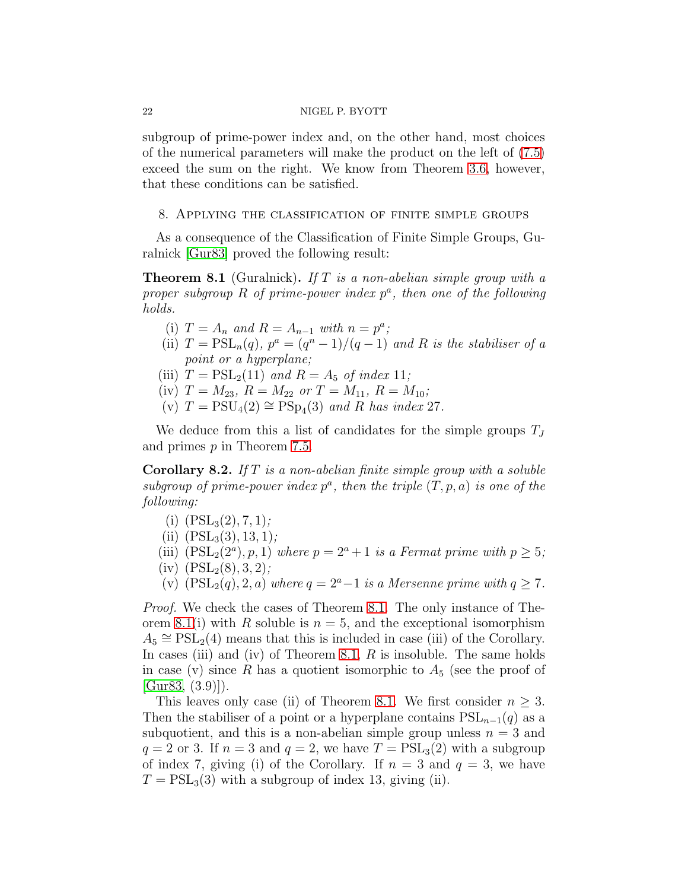subgroup of prime-power index and, on the other hand, most choices of the numerical parameters will make the product on the left of (7.5) exceed the sum on the right. We know from Theorem 3.6, however, that these conditions can be satisfied.

## 8. Applying the classification of finite simple groups

As a consequence of the Classification of Finite Simple Groups, Guralnick [Gur83] proved the following result:

**Theorem 8.1** (Guralnick)**.** *If $T$ is a non-abelian simple group with a proper subgroup $R$ of prime-power index $p^a$, then one of the following holds.*

- (i) *$T = A_n$ and $R = A_{n-1}$ with $n = p^a$;*
- (ii) *$T = \mathrm{PSL}_n(q)$, $p^a = (q^n - 1)/(q - 1)$ and $R$ is the stabiliser of a point or a hyperplane;*
- (iii) *$T = \mathrm{PSL}_2(11)$ and $R = A_5$ of index 11;*
- (iv) *$T = M_{23}$, $R = M_{22}$ or $T = M_{11}$, $R = M_{10}$;*
- (v) *$T = \mathrm{PSU}_4(2) \cong \mathrm{PSp}_4(3)$ and $R$ has index 27.*

We deduce from this a list of candidates for the simple groups $T_J$ and primes $p$ in Theorem 7.5.

**Corollary 8.2.** *If $T$ is a non-abelian finite simple group with a soluble subgroup of prime-power index $p^a$, then the triple $(T, p, a)$ is one of the following:*

- (i) *$(\mathrm{PSL}_3(2), 7, 1)$;*
- (ii) *$(\mathrm{PSL}_3(3), 13, 1)$;*
- (iii) *$(\mathrm{PSL}_2(2^a), p, 1)$ where $p = 2^a + 1$ is a Fermat prime with $p \geq 5$;*
- (iv) *$(\mathrm{PSL}_2(8), 3, 2)$;*
- (v) *$(\mathrm{PSL}_2(q), 2, a)$ where $q = 2^a - 1$ is a Mersenne prime with $q \geq 7$.*

*Proof.* We check the cases of Theorem 8.1. The only instance of Theorem 8.1(i) with $R$ soluble is $n = 5$, and the exceptional isomorphism $A_5 \cong \mathrm{PSL}_2(4)$ means that this is included in case (iii) of the Corollary. In cases (iii) and (iv) of Theorem 8.1, $R$ is insoluble. The same holds in case (v) since $R$ has a quotient isomorphic to $A_5$ (see the proof of [Gur83, (3.9)]).

This leaves only case (ii) of Theorem 8.1. We first consider $n \geq 3$. Then the stabiliser of a point or a hyperplane contains $\mathrm{PSL}_{n-1}(q)$ as a subquotient, and this is a non-abelian simple group unless $n = 3$ and $q = 2$ or 3. If $n = 3$ and $q = 2$, we have $T = \mathrm{PSL}_3(2)$ with a subgroup of index 7, giving (i) of the Corollary. If $n = 3$ and $q = 3$, we have $T = \mathrm{PSL}_3(3)$ with a subgroup of index 13, giving (ii).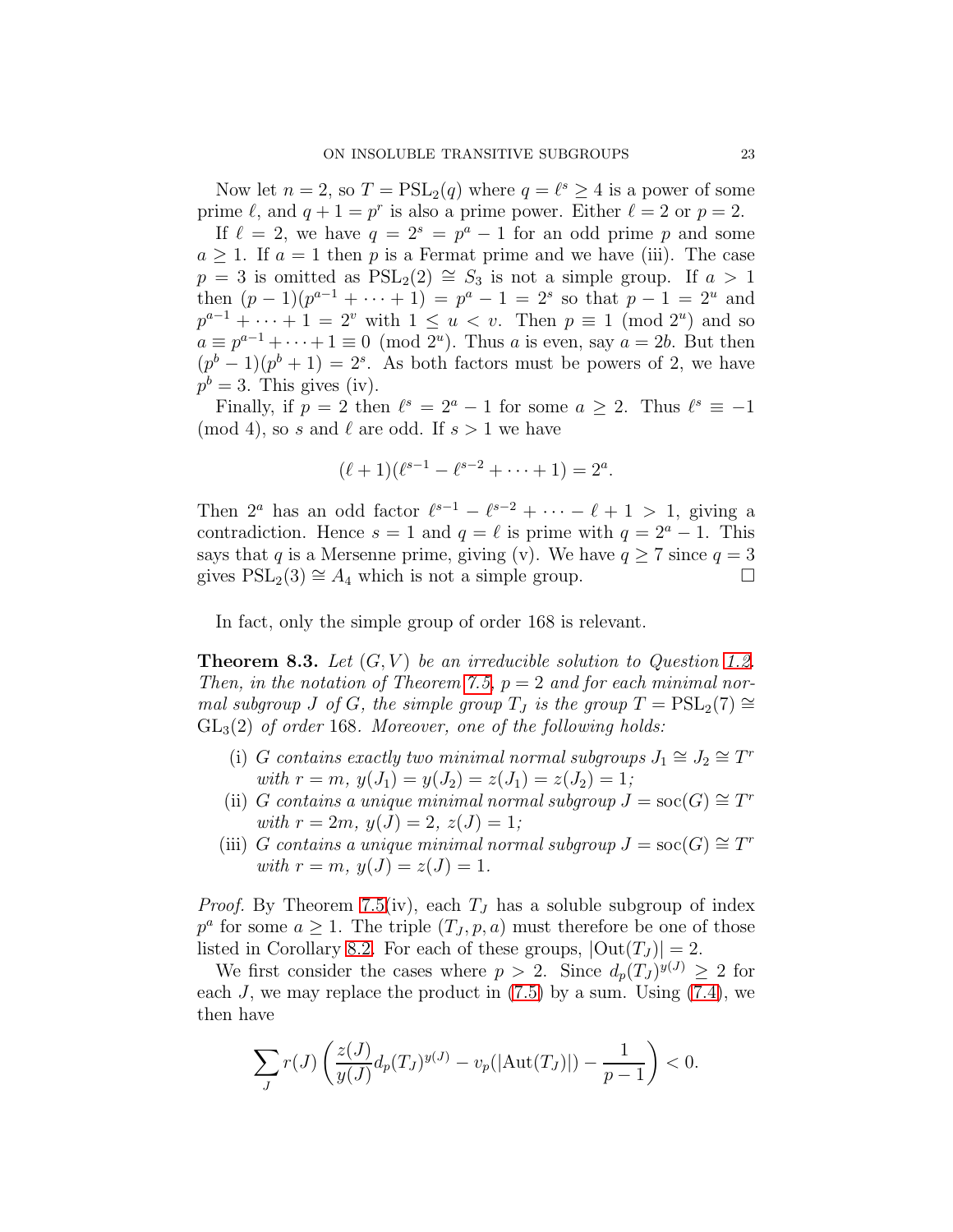Now let $n = 2$, so $T = \mathrm{PSL}_2(q)$ where $q = \ell^s \geq 4$ is a power of some prime $\ell$, and $q + 1 = p^r$ is also a prime power. Either $\ell = 2$ or $p = 2$.

If $\ell = 2$, we have $q = 2^s = p^a - 1$ for an odd prime $p$ and some $a \geq 1$. If $a = 1$ then $p$ is a Fermat prime and we have (iii). The case $p = 3$ is omitted as $\mathrm{PSL}_2(2) \cong S_3$ is not a simple group. If $a > 1$ then $(p-1)(p^{a-1} + \cdots + 1) = p^a - 1 = 2^s$ so that $p - 1 = 2^u$ and $p^{a-1} + \cdots + 1 = 2^v$ with $1 \leq u < v$. Then $p \equiv 1 \pmod{2^u}$ and so $a \equiv p^{a-1} + \cdots + 1 \equiv 0 \pmod{2^u}$. Thus $a$ is even, say $a = 2b$. But then $(p^b - 1)(p^b + 1) = 2^s$. As both factors must be powers of 2, we have $p^b = 3$. This gives (iv).

Finally, if $p = 2$ then $\ell^s = 2^a - 1$ for some $a \geq 2$. Thus $\ell^s \equiv -1 \pmod 4$, so $s$ and $\ell$ are odd. If $s > 1$ we have

$$(\ell + 1)(\ell^{s-1} - \ell^{s-2} + \cdots + 1) = 2^a.$$

Then $2^a$ has an odd factor $\ell^{s-1} - \ell^{s-2} + \cdots - \ell + 1 > 1$, giving a contradiction. Hence $s = 1$ and $q = \ell$ is prime with $q = 2^a - 1$. This says that $q$ is a Mersenne prime, giving (v). We have $q \geq 7$ since $q = 3$ gives $\mathrm{PSL}_2(3) \cong A_4$ which is not a simple group. $\square$

In fact, only the simple group of order 168 is relevant.

**Theorem 8.3.** *Let $(G, V)$ be an irreducible solution to Question 1.2. Then, in the notation of Theorem 7.5, $p = 2$ and for each minimal normal subgroup $J$ of $G$, the simple group $T_J$ is the group $T = \mathrm{PSL}_2(7) \cong \mathrm{GL}_3(2)$ of order 168. Moreover, one of the following holds:*

- (i) *$G$ contains exactly two minimal normal subgroups $J_1 \cong J_2 \cong T^r$ with $r = m$, $y(J_1) = y(J_2) = z(J_1) = z(J_2) = 1$;*
- (ii) *$G$ contains a unique minimal normal subgroup $J = \mathrm{soc}(G) \cong T^r$ with $r = 2m$, $y(J) = 2$, $z(J) = 1$;*
- (iii) *$G$ contains a unique minimal normal subgroup $J = \mathrm{soc}(G) \cong T^r$ with $r = m$, $y(J) = z(J) = 1$.*

*Proof.* By Theorem 7.5(iv), each $T_J$ has a soluble subgroup of index $p^a$ for some $a \geq 1$. The triple $(T_J, p, a)$ must therefore be one of those listed in Corollary 8.2. For each of these groups, $|\mathrm{Out}(T_J)| = 2$.

We first consider the cases where $p > 2$. Since $d_p(T_J)^{y(J)} \geq 2$ for each $J$, we may replace the product in (7.5) by a sum. Using (7.4), we then have

$$\sum_J r(J) \left( \frac{z(J)}{y(J)} d_p(T_J)^{y(J)} - v_p(|\mathrm{Aut}(T_J)|) - \frac{1}{p-1} \right) < 0.$$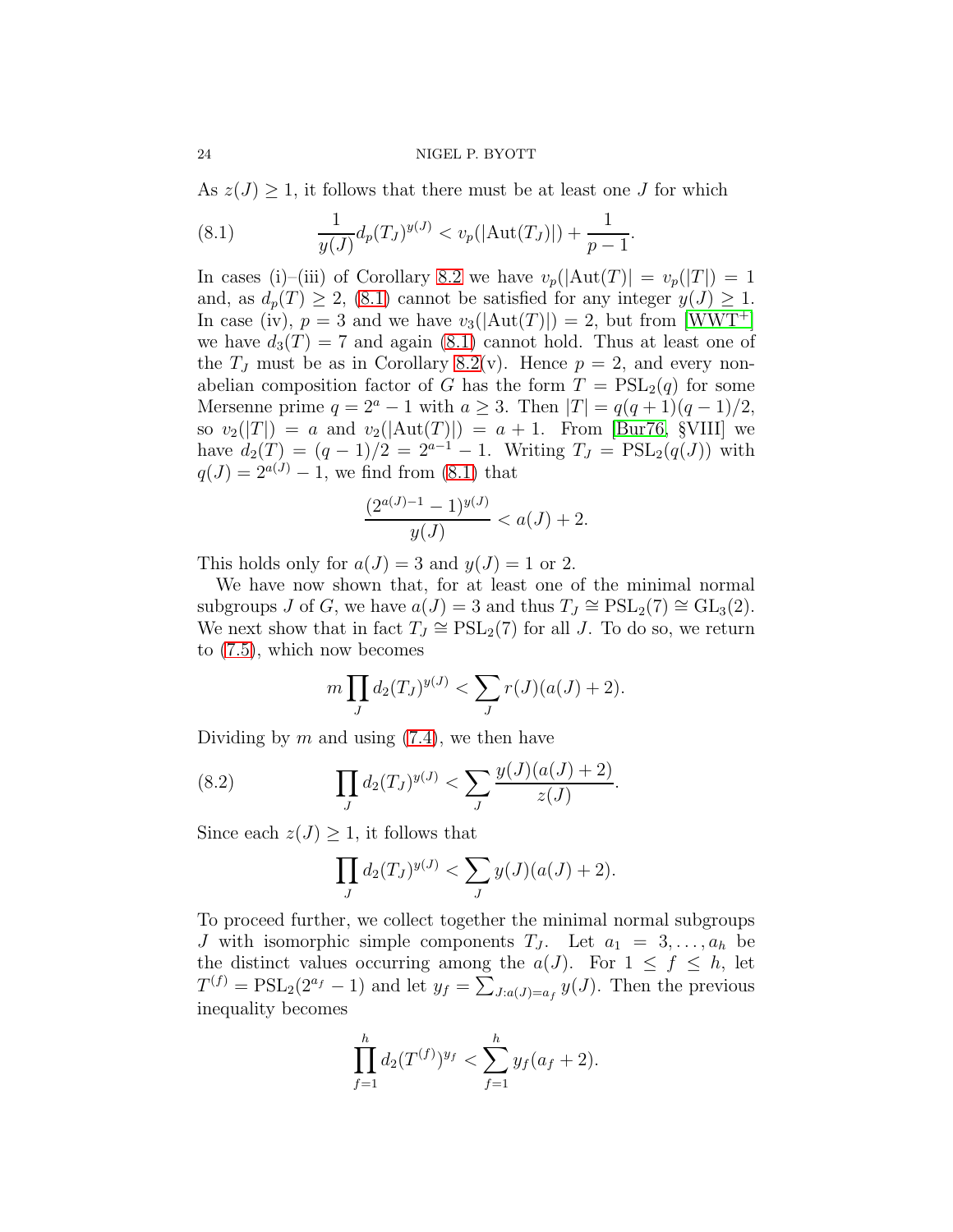As $z(J) \geq 1$, it follows that there must be at least one $J$ for which

$$\frac{1}{y(J)} d_p(T_J)^{y(J)} < v_p(|\mathrm{Aut}(T_J)|) + \frac{1}{p-1}. \tag{8.1}$$

In cases (i)–(iii) of Corollary 8.2 we have $v_p(|\mathrm{Aut}(T)| = v_p(|T|) = 1$ and, as $d_p(T) \geq 2$, (8.1) cannot be satisfied for any integer $y(J) \geq 1$. In case (iv), $p = 3$ and we have $v_3(|\mathrm{Aut}(T)|) = 2$, but from [WWT+] we have $d_3(T) = 7$ and again (8.1) cannot hold. Thus at least one of the $T_J$ must be as in Corollary 8.2(v). Hence $p = 2$, and every non-abelian composition factor of $G$ has the form $T = \mathrm{PSL}_2(q)$ for some Mersenne prime $q = 2^a - 1$ with $a \geq 3$. Then $|T| = q(q+1)(q-1)/2$, so $v_2(|T|) = a$ and $v_2(|\mathrm{Aut}(T)|) = a + 1$. From [Bur76, §VIII] we have $d_2(T) = (q-1)/2 = 2^{a-1} - 1$. Writing $T_J = \mathrm{PSL}_2(q(J))$ with $q(J) = 2^{a(J)} - 1$, we find from (8.1) that

$$\frac{(2^{a(J)-1} - 1)^{y(J)}}{y(J)} < a(J) + 2.$$

This holds only for $a(J) = 3$ and $y(J) = 1$ or $2$.

We have now shown that, for at least one of the minimal normal subgroups $J$ of $G$, we have $a(J) = 3$ and thus $T_J \cong \mathrm{PSL}_2(7) \cong \mathrm{GL}_3(2)$. We next show that in fact $T_J \cong \mathrm{PSL}_2(7)$ for all $J$. To do so, we return to (7.5), which now becomes

$$m \prod_J d_2(T_J)^{y(J)} < \sum_J r(J)(a(J) + 2).$$

Dividing by $m$ and using (7.4), we then have

$$\prod_J d_2(T_J)^{y(J)} < \sum_J \frac{y(J)(a(J) + 2)}{z(J)}. \tag{8.2}$$

Since each $z(J) \geq 1$, it follows that

$$\prod_J d_2(T_J)^{y(J)} < \sum_J y(J)(a(J) + 2).$$

To proceed further, we collect together the minimal normal subgroups $J$ with isomorphic simple components $T_J$. Let $a_1 = 3, \ldots, a_h$ be the distinct values occurring among the $a(J)$. For $1 \leq f \leq h$, let $T^{(f)} = \mathrm{PSL}_2(2^{a_f} - 1)$ and let $y_f = \sum_{J : a(J) = a_f} y(J)$. Then the previous inequality becomes

$$\prod_{f=1}^{h} d_2(T^{(f)})^{y_f} < \sum_{f=1}^{h} y_f(a_f + 2).$$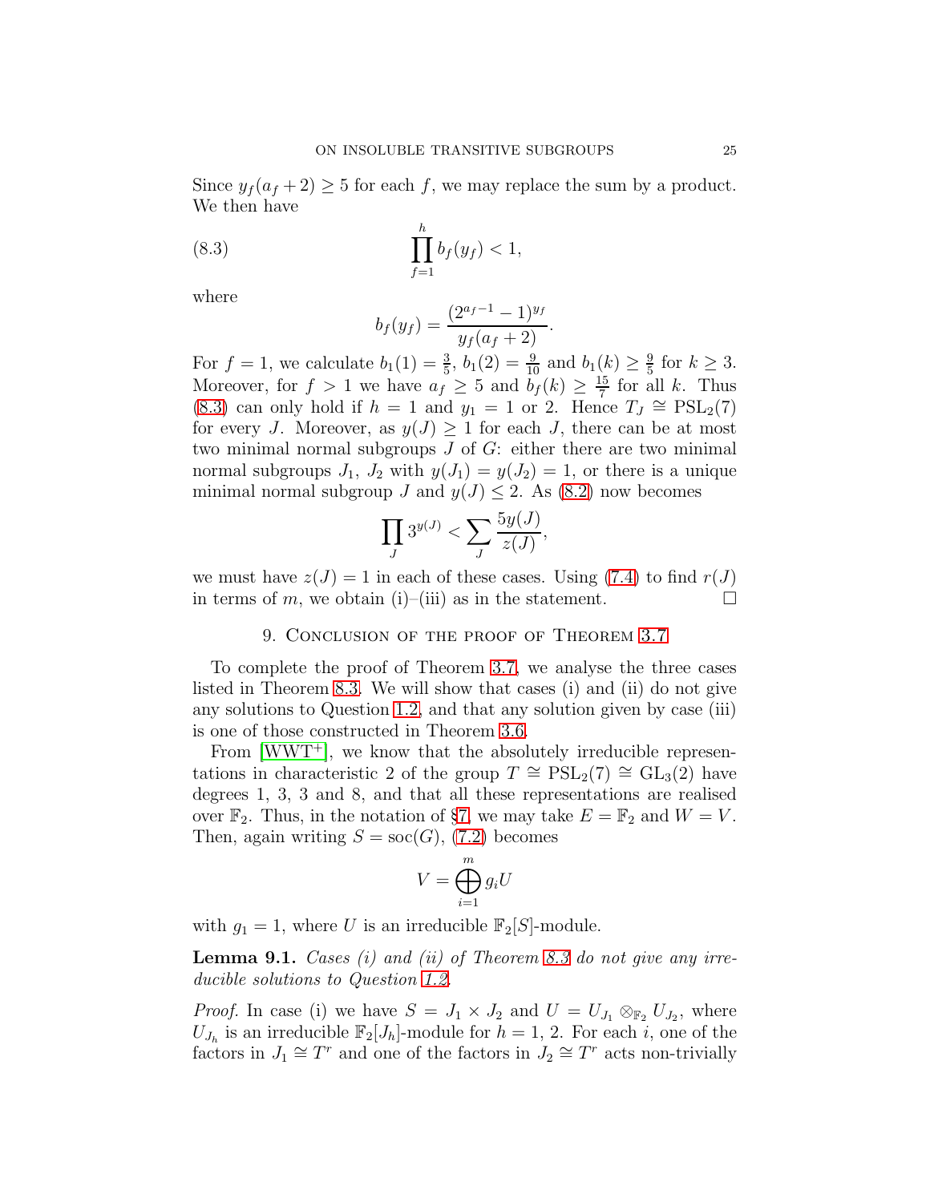Since $y_f(a_f+2) \geq 5$ for each $f$, we may replace the sum by a product. We then have

$$\prod_{f=1}^{h} b_f(y_f) < 1, \tag{8.3}$$

where

$$b_f(y_f) = \frac{(2^{a_f-1}-1)^{y_f}}{y_f(a_f+2)}.$$

For $f = 1$, we calculate $b_1(1) = \frac{3}{5}$, $b_1(2) = \frac{9}{10}$ and $b_1(k) \geq \frac{9}{5}$ for $k \geq 3$. Moreover, for $f > 1$ we have $a_f \geq 5$ and $b_f(k) \geq \frac{15}{7}$ for all $k$. Thus (8.3) can only hold if $h = 1$ and $y_1 = 1$ or 2. Hence $T_J \cong \mathrm{PSL}_2(7)$ for every $J$. Moreover, as $y(J) \geq 1$ for each $J$, there can be at most two minimal normal subgroups $J$ of $G$: either there are two minimal normal subgroups $J_1$, $J_2$ with $y(J_1) = y(J_2) = 1$, or there is a unique minimal normal subgroup $J$ and $y(J) \leq 2$. As (8.2) now becomes

$$\prod_J 3^{y(J)} < \sum_J \frac{5y(J)}{z(J)},$$

we must have $z(J) = 1$ in each of these cases. Using (7.4) to find $r(J)$ in terms of $m$, we obtain (i)–(iii) as in the statement. □

## 9. Conclusion of the proof of Theorem 3.7

To complete the proof of Theorem 3.7, we analyse the three cases listed in Theorem 8.3. We will show that cases (i) and (ii) do not give any solutions to Question 1.2, and that any solution given by case (iii) is one of those constructed in Theorem 3.6.

From [WWT+], we know that the absolutely irreducible representations in characteristic 2 of the group $T \cong \mathrm{PSL}_2(7) \cong \mathrm{GL}_3(2)$ have degrees 1, 3, 3 and 8, and that all these representations are realised over $\mathbb{F}_2$. Thus, in the notation of §7, we may take $E = \mathbb{F}_2$ and $W = V$. Then, again writing $S = \mathrm{soc}(G)$, (7.2) becomes

$$V = \bigoplus_{i=1}^{m} g_i U$$

with $g_1 = 1$, where $U$ is an irreducible $\mathbb{F}_2[S]$-module.

**Lemma 9.1.** *Cases (i) and (ii) of Theorem 8.3 do not give any irreducible solutions to Question 1.2.*

*Proof.* In case (i) we have $S = J_1 \times J_2$ and $U = U_{J_1} \otimes_{\mathbb{F}_2} U_{J_2}$, where $U_{J_h}$ is an irreducible $\mathbb{F}_2[J_h]$-module for $h = 1$, 2. For each $i$, one of the factors in $J_1 \cong T^r$ and one of the factors in $J_2 \cong T^r$ acts non-trivially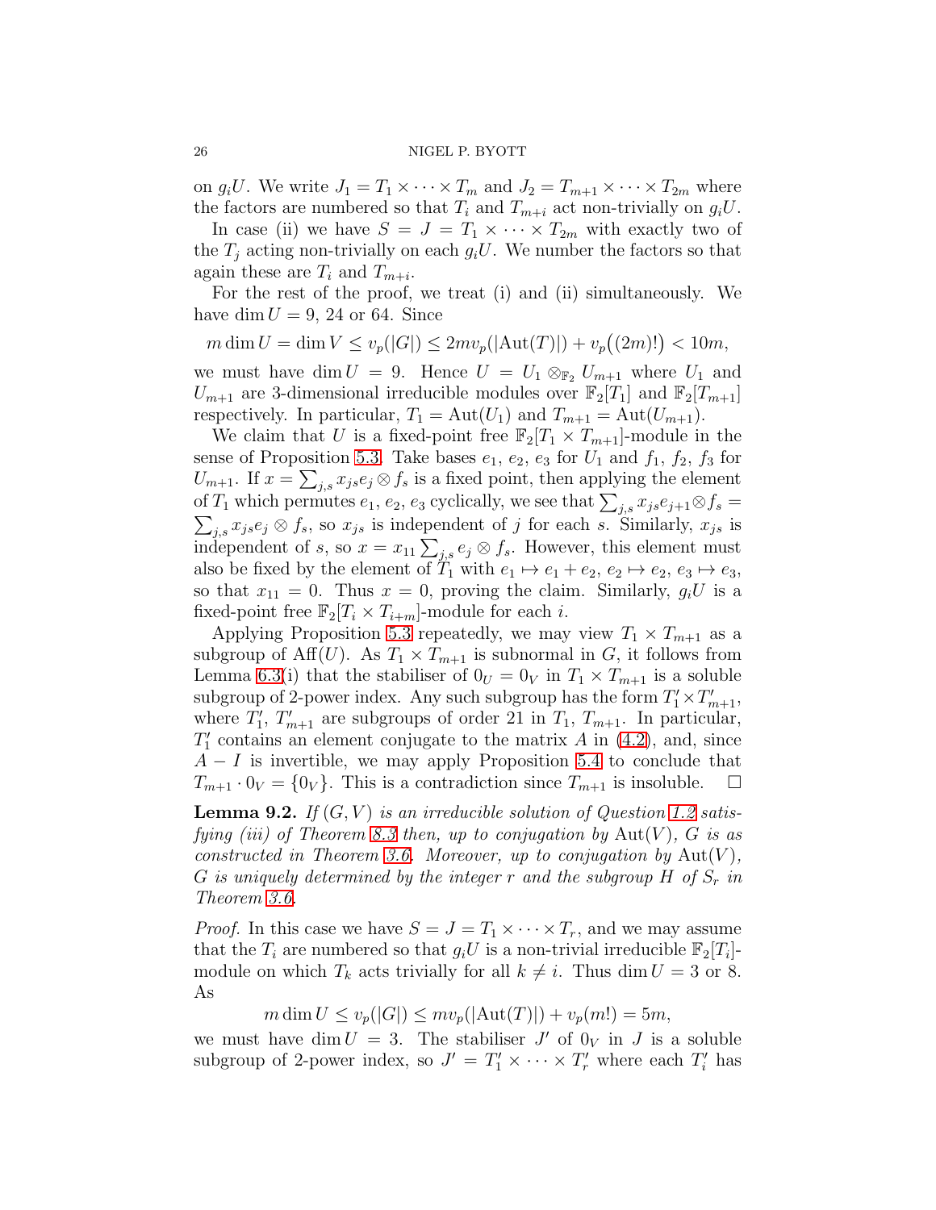on $g_iU$. We write $J_1 = T_1 \times \cdots \times T_m$ and $J_2 = T_{m+1} \times \cdots \times T_{2m}$ where the factors are numbered so that $T_i$ and $T_{m+i}$ act non-trivially on $g_iU$.

In case (ii) we have $S = J = T_1 \times \cdots \times T_{2m}$ with exactly two of the $T_j$ acting non-trivially on each $g_iU$. We number the factors so that again these are $T_i$ and $T_{m+i}$.

For the rest of the proof, we treat (i) and (ii) simultaneously. We have $\dim U = 9$, 24 or 64. Since

$$m \dim U = \dim V \leq v_p(|G|) \leq 2m v_p(|\mathrm{Aut}(T)|) + v_p\big((2m)!\big) < 10m,$$

we must have $\dim U = 9$. Hence $U = U_1 \otimes_{\mathbb{F}_2} U_{m+1}$ where $U_1$ and $U_{m+1}$ are 3-dimensional irreducible modules over $\mathbb{F}_2[T_1]$ and $\mathbb{F}_2[T_{m+1}]$ respectively. In particular, $T_1 = \mathrm{Aut}(U_1)$ and $T_{m+1} = \mathrm{Aut}(U_{m+1})$.

We claim that $U$ is a fixed-point free $\mathbb{F}_2[T_1 \times T_{m+1}]$-module in the sense of Proposition 5.3. Take bases $e_1$, $e_2$, $e_3$ for $U_1$ and $f_1$, $f_2$, $f_3$ for $U_{m+1}$. If $x = \sum_{j,s} x_{js} e_j \otimes f_s$ is a fixed point, then applying the element of $T_1$ which permutes $e_1$, $e_2$, $e_3$ cyclically, we see that $\sum_{j,s} x_{js} e_{j+1} \otimes f_s = \sum_{j,s} x_{js} e_j \otimes f_s$, so $x_{js}$ is independent of $j$ for each $s$. Similarly, $x_{js}$ is independent of $s$, so $x = x_{11} \sum_{j,s} e_j \otimes f_s$. However, this element must also be fixed by the element of $T_1$ with $e_1 \mapsto e_1 + e_2$, $e_2 \mapsto e_2$, $e_3 \mapsto e_3$, so that $x_{11} = 0$. Thus $x = 0$, proving the claim. Similarly, $g_iU$ is a fixed-point free $\mathbb{F}_2[T_i \times T_{i+m}]$-module for each $i$.

Applying Proposition 5.3 repeatedly, we may view $T_1 \times T_{m+1}$ as a subgroup of $\mathrm{Aff}(U)$. As $T_1 \times T_{m+1}$ is subnormal in $G$, it follows from Lemma 6.3(i) that the stabiliser of $0_U = 0_V$ in $T_1 \times T_{m+1}$ is a soluble subgroup of 2-power index. Any such subgroup has the form $T_1' \times T_{m+1}'$, where $T_1'$, $T_{m+1}'$ are subgroups of order 21 in $T_1$, $T_{m+1}$. In particular, $T_1'$ contains an element conjugate to the matrix $A$ in (4.2), and, since $A - I$ is invertible, we may apply Proposition 5.4 to conclude that $T_{m+1} \cdot 0_V = \{0_V\}$. This is a contradiction since $T_{m+1}$ is insoluble. $\square$

**Lemma 9.2.** *If $(G, V)$ is an irreducible solution of Question 1.2 satisfying (iii) of Theorem 8.3 then, up to conjugation by $\mathrm{Aut}(V)$, $G$ is as constructed in Theorem 3.6. Moreover, up to conjugation by $\mathrm{Aut}(V)$, $G$ is uniquely determined by the integer $r$ and the subgroup $H$ of $S_r$ in Theorem 3.6.*

*Proof.* In this case we have $S = J = T_1 \times \cdots \times T_r$, and we may assume that the $T_i$ are numbered so that $g_iU$ is a non-trivial irreducible $\mathbb{F}_2[T_i]$-module on which $T_k$ acts trivially for all $k \neq i$. Thus $\dim U = 3$ or 8. As

$$m \dim U \leq v_p(|G|) \leq m v_p(|\mathrm{Aut}(T)|) + v_p(m!) = 5m,$$

we must have $\dim U = 3$. The stabiliser $J'$ of $0_V$ in $J$ is a soluble subgroup of 2-power index, so $J' = T_1' \times \cdots \times T_r'$ where each $T_i'$ has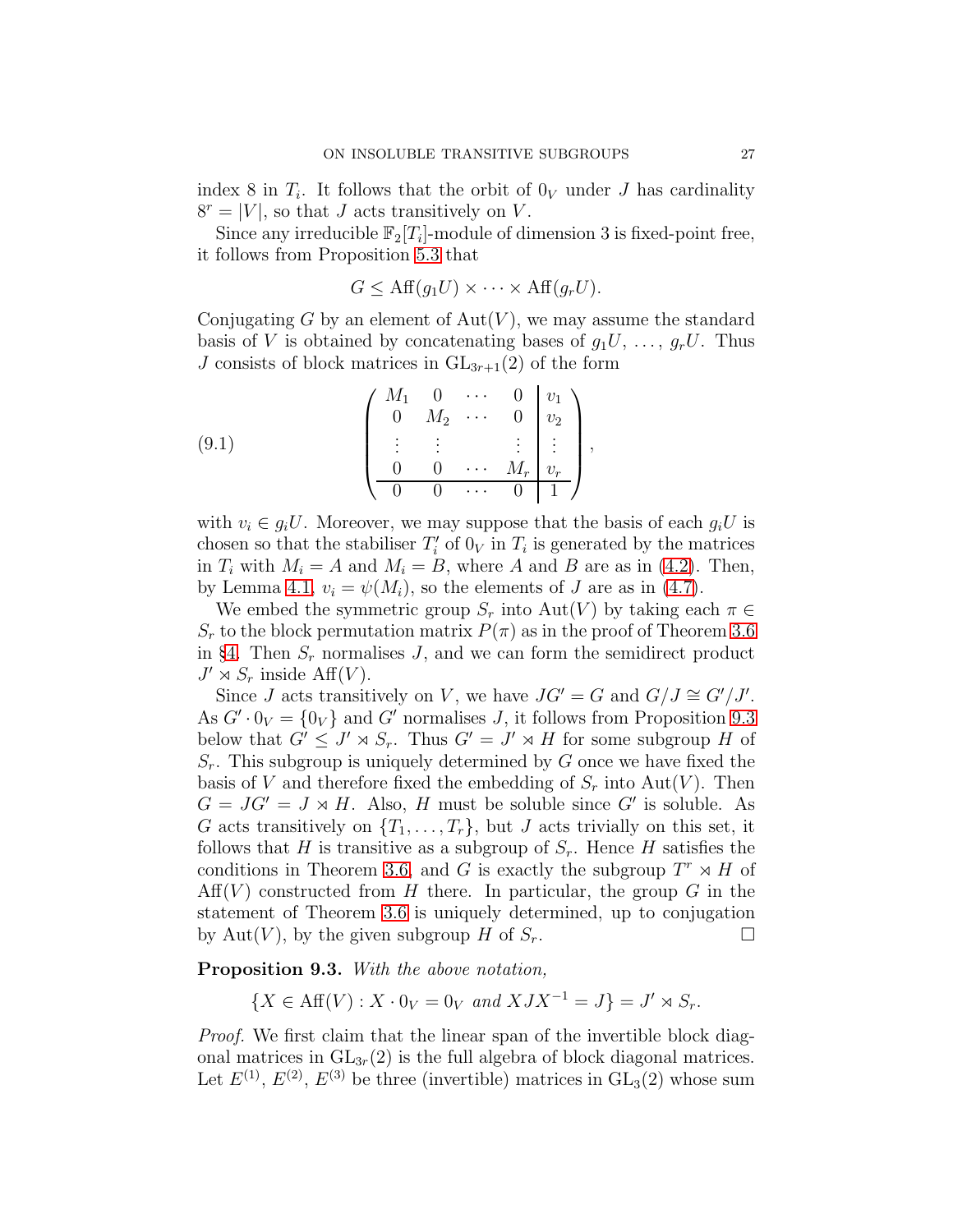index 8 in $T_i$. It follows that the orbit of $0_V$ under $J$ has cardinality $8^r = |V|$, so that $J$ acts transitively on $V$.

Since any irreducible $\mathbb{F}_2[T_i]$-module of dimension 3 is fixed-point free, it follows from Proposition 5.3 that

$$G \leq \mathrm{Aff}(g_1 U) \times \cdots \times \mathrm{Aff}(g_r U).$$

Conjugating $G$ by an element of $\mathrm{Aut}(V)$, we may assume the standard basis of $V$ is obtained by concatenating bases of $g_1 U, \ldots, g_r U$. Thus $J$ consists of block matrices in $\mathrm{GL}_{3r+1}(2)$ of the form

$$\left(\begin{array}{cccc|c} M_1 & 0 & \cdots & 0 & v_1 \\ 0 & M_2 & \cdots & 0 & v_2 \\ \vdots & \vdots & & \vdots & \vdots \\ 0 & 0 & \cdots & M_r & v_r \\ \hline 0 & 0 & \cdots & 0 & 1 \end{array}\right), \tag{9.1}$$

with $v_i \in g_i U$. Moreover, we may suppose that the basis of each $g_i U$ is chosen so that the stabiliser $T_i'$ of $0_V$ in $T_i$ is generated by the matrices in $T_i$ with $M_i = A$ and $M_i = B$, where $A$ and $B$ are as in (4.2). Then, by Lemma 4.1, $v_i = \psi(M_i)$, so the elements of $J$ are as in (4.7).

We embed the symmetric group $S_r$ into $\mathrm{Aut}(V)$ by taking each $\pi \in S_r$ to the block permutation matrix $P(\pi)$ as in the proof of Theorem 3.6 in §4. Then $S_r$ normalises $J$, and we can form the semidirect product $J' \rtimes S_r$ inside $\mathrm{Aff}(V)$.

Since $J$ acts transitively on $V$, we have $JG' = G$ and $G/J \cong G'/J'$. As $G' \cdot 0_V = \{0_V\}$ and $G'$ normalises $J$, it follows from Proposition 9.3 below that $G' \leq J' \rtimes S_r$. Thus $G' = J' \rtimes H$ for some subgroup $H$ of $S_r$. This subgroup is uniquely determined by $G$ once we have fixed the basis of $V$ and therefore fixed the embedding of $S_r$ into $\mathrm{Aut}(V)$. Then $G = JG' = J \rtimes H$. Also, $H$ must be soluble since $G'$ is soluble. As $G$ acts transitively on $\{T_1, \ldots, T_r\}$, but $J$ acts trivially on this set, it follows that $H$ is transitive as a subgroup of $S_r$. Hence $H$ satisfies the conditions in Theorem 3.6, and $G$ is exactly the subgroup $T^r \rtimes H$ of $\mathrm{Aff}(V)$ constructed from $H$ there. In particular, the group $G$ in the statement of Theorem 3.6 is uniquely determined, up to conjugation by $\mathrm{Aut}(V)$, by the given subgroup $H$ of $S_r$. □

**Proposition 9.3.** *With the above notation,*

$$\{X \in \mathrm{Aff}(V) : X \cdot 0_V = 0_V \text{ and } XJX^{-1} = J\} = J' \rtimes S_r.$$

*Proof.* We first claim that the linear span of the invertible block diagonal matrices in $\mathrm{GL}_{3r}(2)$ is the full algebra of block diagonal matrices. Let $E^{(1)}$, $E^{(2)}$, $E^{(3)}$ be three (invertible) matrices in $\mathrm{GL}_3(2)$ whose sum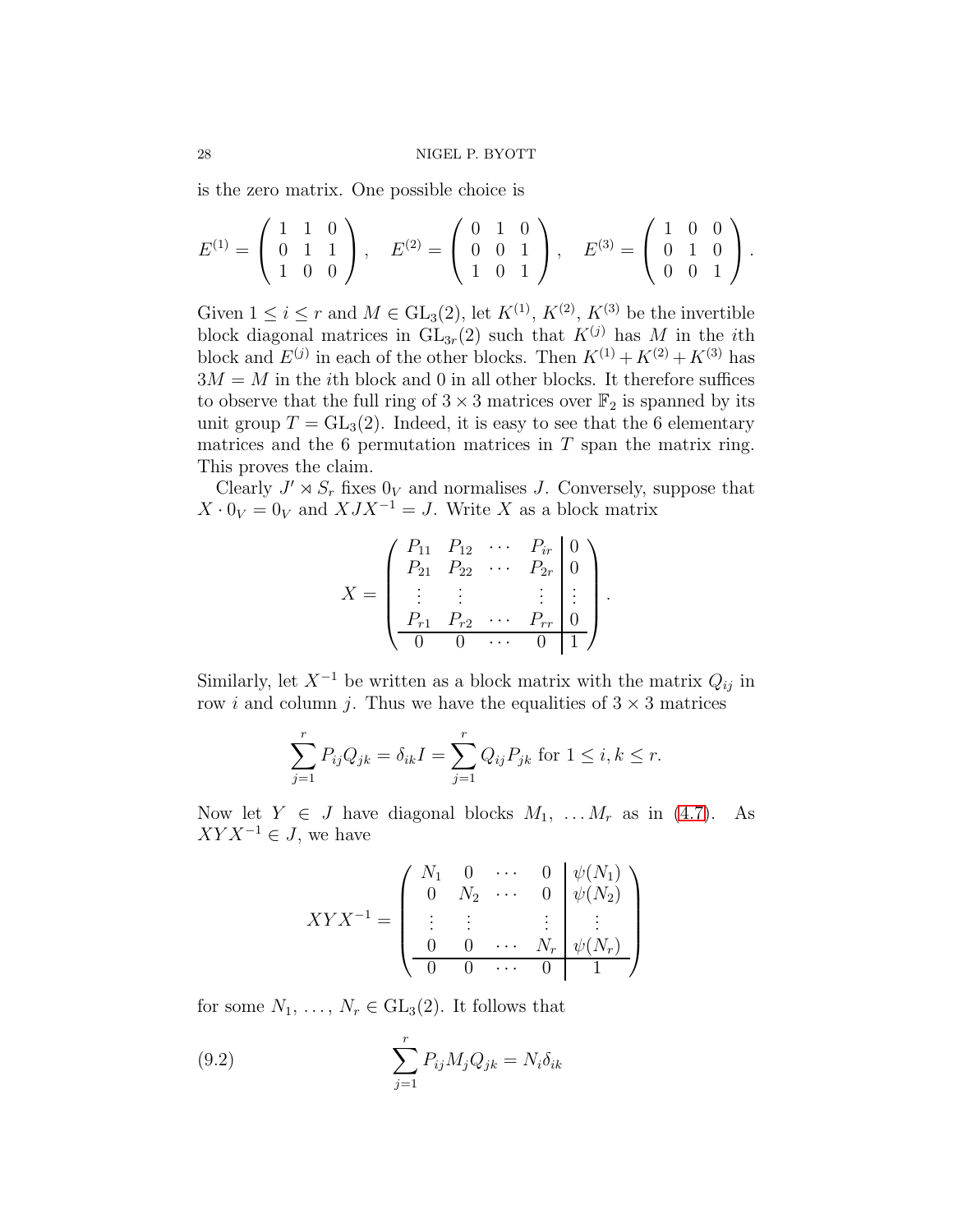is the zero matrix. One possible choice is

$$E^{(1)} = \begin{pmatrix} 1 & 1 & 0 \\ 0 & 1 & 1 \\ 1 & 0 & 0 \end{pmatrix}, \quad E^{(2)} = \begin{pmatrix} 0 & 1 & 0 \\ 0 & 0 & 1 \\ 1 & 0 & 1 \end{pmatrix}, \quad E^{(3)} = \begin{pmatrix} 1 & 0 & 0 \\ 0 & 1 & 0 \\ 0 & 0 & 1 \end{pmatrix}.$$

Given $1 \leq i \leq r$ and $M \in \mathrm{GL}_3(2)$, let $K^{(1)}$, $K^{(2)}$, $K^{(3)}$ be the invertible block diagonal matrices in $\mathrm{GL}_{3r}(2)$ such that $K^{(j)}$ has $M$ in the $i$th block and $E^{(j)}$ in each of the other blocks. Then $K^{(1)} + K^{(2)} + K^{(3)}$ has $3M = M$ in the $i$th block and 0 in all other blocks. It therefore suffices to observe that the full ring of $3 \times 3$ matrices over $\mathbb{F}_2$ is spanned by its unit group $T = \mathrm{GL}_3(2)$. Indeed, it is easy to see that the 6 elementary matrices and the 6 permutation matrices in $T$ span the matrix ring. This proves the claim.

Clearly $J' \rtimes S_r$ fixes $0_V$ and normalises $J$. Conversely, suppose that $X \cdot 0_V = 0_V$ and $XJX^{-1} = J$. Write $X$ as a block matrix

$$X = \left(\begin{array}{cccc|c} P_{11} & P_{12} & \cdots & P_{ir} & 0 \\ P_{21} & P_{22} & \cdots & P_{2r} & 0 \\ \vdots & \vdots & & \vdots & \vdots \\ P_{r1} & P_{r2} & \cdots & P_{rr} & 0 \\ \hline 0 & 0 & \cdots & 0 & 1 \end{array}\right).$$

Similarly, let $X^{-1}$ be written as a block matrix with the matrix $Q_{ij}$ in row $i$ and column $j$. Thus we have the equalities of $3 \times 3$ matrices

$$\sum_{j=1}^{r} P_{ij} Q_{jk} = \delta_{ik} I = \sum_{j=1}^{r} Q_{ij} P_{jk} \text{ for } 1 \leq i, k \leq r.$$

Now let $Y \in J$ have diagonal blocks $M_1, \ldots M_r$ as in (4.7). As $XYX^{-1} \in J$, we have

$$XYX^{-1} = \left(\begin{array}{cccc|c} N_1 & 0 & \cdots & 0 & \psi(N_1) \\ 0 & N_2 & \cdots & 0 & \psi(N_2) \\ \vdots & \vdots & & \vdots & \vdots \\ 0 & 0 & \cdots & N_r & \psi(N_r) \\ \hline 0 & 0 & \cdots & 0 & 1 \end{array}\right)$$

for some $N_1, \ldots, N_r \in \mathrm{GL}_3(2)$. It follows that

$$\sum_{j=1}^{r} P_{ij} M_j Q_{jk} = N_i \delta_{ik} \tag{9.2}$$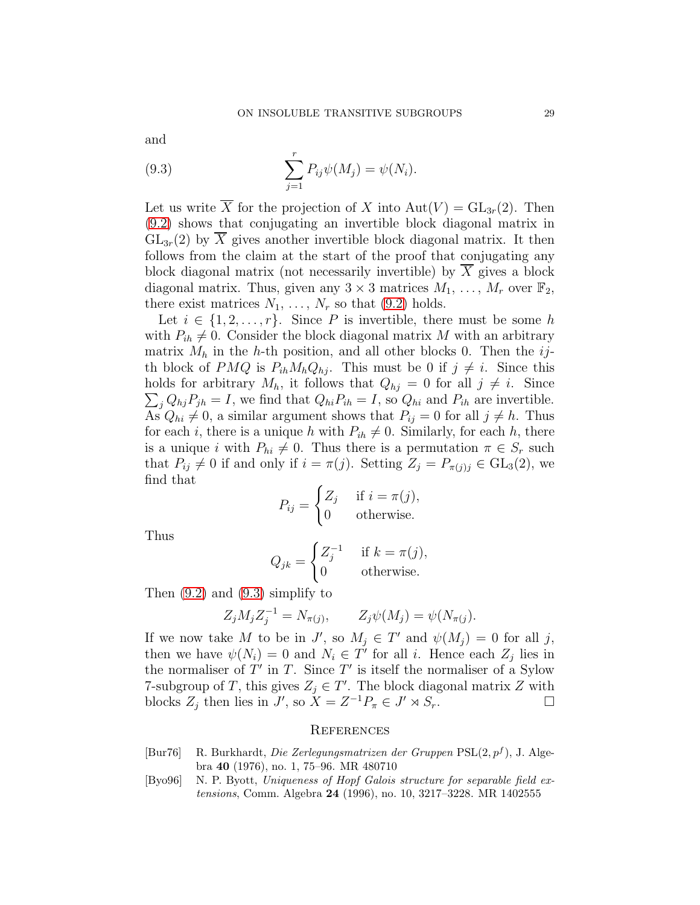and

$$\sum_{j=1}^{r} P_{ij}\psi(M_j) = \psi(N_i). \tag{9.3}$$

Let us write $\overline{X}$ for the projection of $X$ into $\mathrm{Aut}(V) = \mathrm{GL}_{3r}(2)$. Then (9.2) shows that conjugating an invertible block diagonal matrix in $\mathrm{GL}_{3r}(2)$ by $\overline{X}$ gives another invertible block diagonal matrix. It then follows from the claim at the start of the proof that conjugating any block diagonal matrix (not necessarily invertible) by $\overline{X}$ gives a block diagonal matrix. Thus, given any $3 \times 3$ matrices $M_1, \ldots, M_r$ over $\mathbb{F}_2$, there exist matrices $N_1, \ldots, N_r$ so that (9.2) holds.

Let $i \in \{1, 2, \ldots, r\}$. Since $P$ is invertible, there must be some $h$ with $P_{ih} \neq 0$. Consider the block diagonal matrix $M$ with an arbitrary matrix $M_h$ in the $h$-th position, and all other blocks 0. Then the $ij$-th block of $PMQ$ is $P_{ih}M_hQ_{hj}$. This must be 0 if $j \neq i$. Since this holds for arbitrary $M_h$, it follows that $Q_{hj} = 0$ for all $j \neq i$. Since $\sum_j Q_{hj}P_{jh} = I$, we find that $Q_{hi}P_{ih} = I$, so $Q_{hi}$ and $P_{ih}$ are invertible. As $Q_{hi} \neq 0$, a similar argument shows that $P_{ij} = 0$ for all $j \neq h$. Thus for each $i$, there is a unique $h$ with $P_{ih} \neq 0$. Similarly, for each $h$, there is a unique $i$ with $P_{hi} \neq 0$. Thus there is a permutation $\pi \in S_r$ such that $P_{ij} \neq 0$ if and only if $i = \pi(j)$. Setting $Z_j = P_{\pi(j)j} \in \mathrm{GL}_3(2)$, we find that

$$P_{ij} = \begin{cases} Z_j & \text{if } i = \pi(j), \\ 0 & \text{otherwise.} \end{cases}$$

Thus

$$Q_{jk} = \begin{cases} Z_j^{-1} & \text{if } k = \pi(j), \\ 0 & \text{otherwise.} \end{cases}$$

Then (9.2) and (9.3) simplify to

$$Z_j M_j Z_j^{-1} = N_{\pi(j)}, \qquad Z_j \psi(M_j) = \psi(N_{\pi(j)}).$$

If we now take $M$ to be in $J'$, so $M_j \in T'$ and $\psi(M_j) = 0$ for all $j$, then we have $\psi(N_i) = 0$ and $N_i \in T'$ for all $i$. Hence each $Z_j$ lies in the normaliser of $T'$ in $T$. Since $T'$ is itself the normaliser of a Sylow 7-subgroup of $T$, this gives $Z_j \in T'$. The block diagonal matrix $Z$ with blocks $Z_j$ then lies in $J'$, so $X = Z^{-1}P_\pi \in J' \rtimes S_r$. $\square$

## References

[Bur76] R. Burkhardt, *Die Zerlegungsmatrizen der Gruppen* $\mathrm{PSL}(2, p^f)$, J. Algebra **40** (1976), no. 1, 75–96. MR 480710

[Byo96] N. P. Byott, *Uniqueness of Hopf Galois structure for separable field extensions*, Comm. Algebra **24** (1996), no. 10, 3217–3228. MR 1402555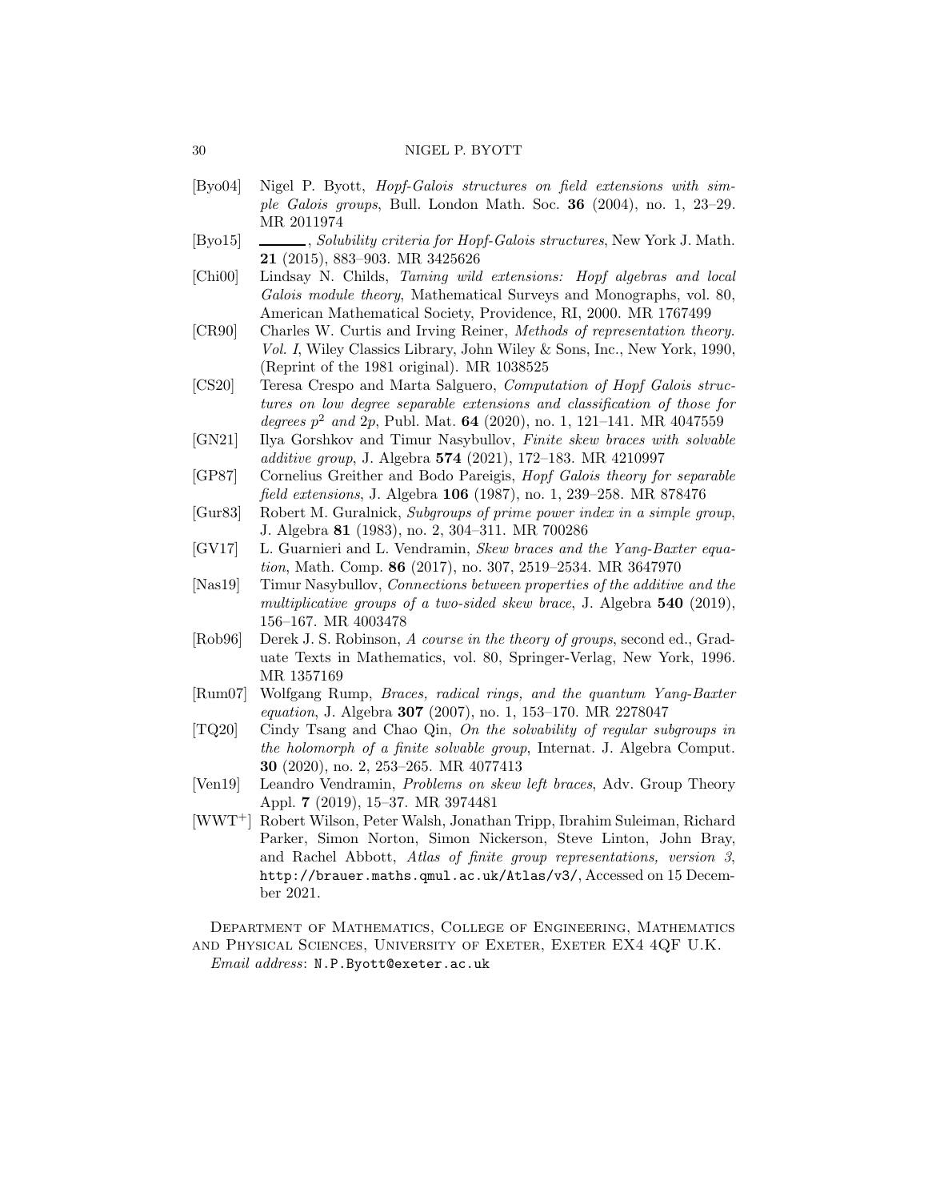[Byo04] Nigel P. Byott, *Hopf-Galois structures on field extensions with simple Galois groups*, Bull. London Math. Soc. **36** (2004), no. 1, 23–29. MR 2011974

[Byo15] ———, *Solubility criteria for Hopf-Galois structures*, New York J. Math. **21** (2015), 883–903. MR 3425626

[Chi00] Lindsay N. Childs, *Taming wild extensions: Hopf algebras and local Galois module theory*, Mathematical Surveys and Monographs, vol. 80, American Mathematical Society, Providence, RI, 2000. MR 1767499

[CR90] Charles W. Curtis and Irving Reiner, *Methods of representation theory. Vol. I*, Wiley Classics Library, John Wiley & Sons, Inc., New York, 1990, (Reprint of the 1981 original). MR 1038525

[CS20] Teresa Crespo and Marta Salguero, *Computation of Hopf Galois structures on low degree separable extensions and classification of those for degrees $p^2$ and $2p$*, Publ. Mat. **64** (2020), no. 1, 121–141. MR 4047559

[GN21] Ilya Gorshkov and Timur Nasybullov, *Finite skew braces with solvable additive group*, J. Algebra **574** (2021), 172–183. MR 4210997

[GP87] Cornelius Greither and Bodo Pareigis, *Hopf Galois theory for separable field extensions*, J. Algebra **106** (1987), no. 1, 239–258. MR 878476

[Gur83] Robert M. Guralnick, *Subgroups of prime power index in a simple group*, J. Algebra **81** (1983), no. 2, 304–311. MR 700286

[GV17] L. Guarnieri and L. Vendramin, *Skew braces and the Yang-Baxter equation*, Math. Comp. **86** (2017), no. 307, 2519–2534. MR 3647970

[Nas19] Timur Nasybullov, *Connections between properties of the additive and the multiplicative groups of a two-sided skew brace*, J. Algebra **540** (2019), 156–167. MR 4003478

[Rob96] Derek J. S. Robinson, *A course in the theory of groups*, second ed., Graduate Texts in Mathematics, vol. 80, Springer-Verlag, New York, 1996. MR 1357169

[Rum07] Wolfgang Rump, *Braces, radical rings, and the quantum Yang-Baxter equation*, J. Algebra **307** (2007), no. 1, 153–170. MR 2278047

[TQ20] Cindy Tsang and Chao Qin, *On the solvability of regular subgroups in the holomorph of a finite solvable group*, Internat. J. Algebra Comput. **30** (2020), no. 2, 253–265. MR 4077413

[Ven19] Leandro Vendramin, *Problems on skew left braces*, Adv. Group Theory Appl. **7** (2019), 15–37. MR 3974481

[WWT+] Robert Wilson, Peter Walsh, Jonathan Tripp, Ibrahim Suleiman, Richard Parker, Simon Norton, Simon Nickerson, Steve Linton, John Bray, and Rachel Abbott, *Atlas of finite group representations, version 3*, `http://brauer.maths.qmul.ac.uk/Atlas/v3/`, Accessed on 15 December 2021.

Department of Mathematics, College of Engineering, Mathematics and Physical Sciences, University of Exeter, Exeter EX4 4QF U.K.
*Email address*: `N.P.Byott@exeter.ac.uk`